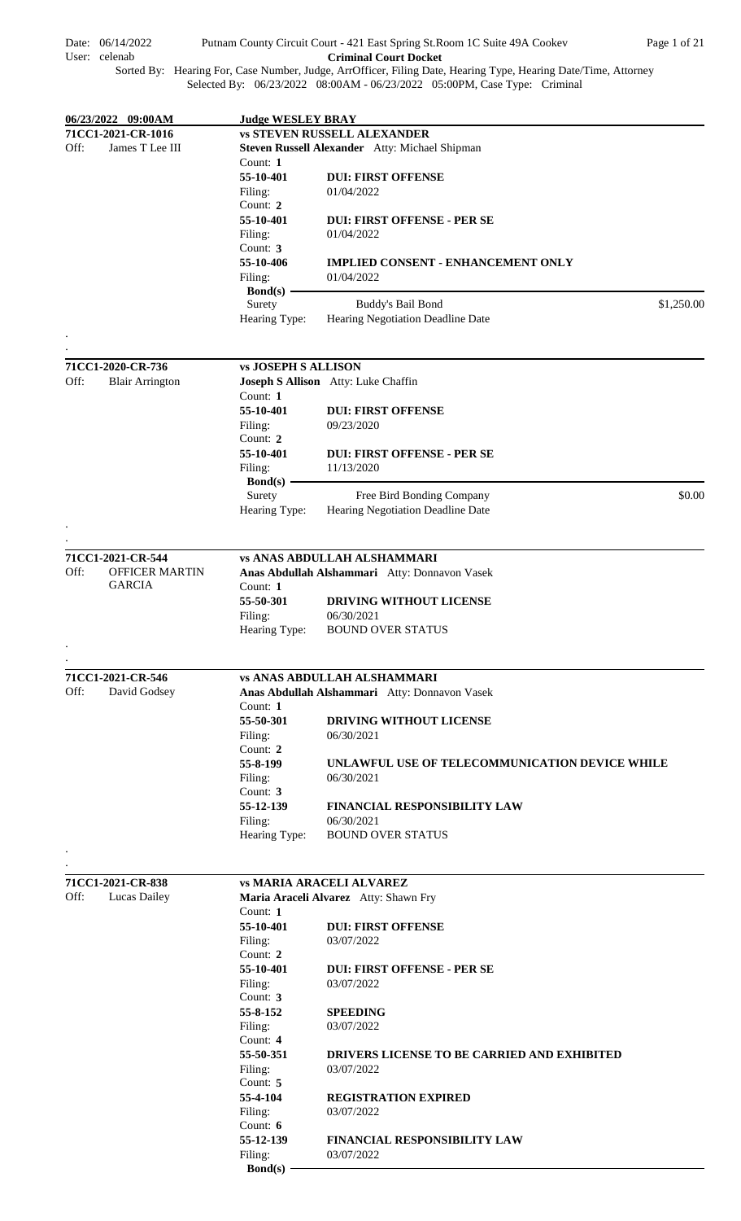Date: 06/14/2022 Putnam County Circuit Court - 421 East Spring St.Room 1C Suite 49A Cookev
User: celenab **Criminal Court Docket**

Sorted By: Hearing For, Case Number, Judge, ArrOfficer, Filing Date, Hearing Type, Hearing Date/Time, Attorney
Selected By: 06/23/2022 08:00AM - 06/23/2022 05:00PM, Case Type: Criminal

**06/23/2022 09:00AM** — **Judge WESLEY BRAY**

---

**71CC1-2021-CR-1016** — **vs STEVEN RUSSELL ALEXANDER**

Off: James T Lee III

**Steven Russell Alexander** Atty: Michael Shipman

| Count | Statute | Charge | Filing |
|---|---|---|---|
| 1 | 55-10-401 | DUI: FIRST OFFENSE | 01/04/2022 |
| 2 | 55-10-401 | DUI: FIRST OFFENSE - PER SE | 01/04/2022 |
| 3 | 55-10-406 | IMPLIED CONSENT - ENHANCEMENT ONLY | 01/04/2022 |

**Bond(s)**

Surety — Buddy's Bail Bond — $1,250.00

Hearing Type: Hearing Negotiation Deadline Date

---

**71CC1-2020-CR-736** — **vs JOSEPH S ALLISON**

Off: Blair Arrington

**Joseph S Allison** Atty: Luke Chaffin

| Count | Statute | Charge | Filing |
|---|---|---|---|
| 1 | 55-10-401 | DUI: FIRST OFFENSE | 09/23/2020 |
| 2 | 55-10-401 | DUI: FIRST OFFENSE - PER SE | 11/13/2020 |

**Bond(s)**

Surety — Free Bird Bonding Company — $0.00

Hearing Type: Hearing Negotiation Deadline Date

---

**71CC1-2021-CR-544** — **vs ANAS ABDULLAH ALSHAMMARI**

Off: OFFICER MARTIN GARCIA

**Anas Abdullah Alshammari** Atty: Donnavon Vasek

| Count | Statute | Charge | Filing |
|---|---|---|---|
| 1 | 55-50-301 | DRIVING WITHOUT LICENSE | 06/30/2021 |

Hearing Type: BOUND OVER STATUS

---

**71CC1-2021-CR-546** — **vs ANAS ABDULLAH ALSHAMMARI**

Off: David Godsey

**Anas Abdullah Alshammari** Atty: Donnavon Vasek

| Count | Statute | Charge | Filing |
|---|---|---|---|
| 1 | 55-50-301 | DRIVING WITHOUT LICENSE | 06/30/2021 |
| 2 | 55-8-199 | UNLAWFUL USE OF TELECOMMUNICATION DEVICE WHILE | 06/30/2021 |
| 3 | 55-12-139 | FINANCIAL RESPONSIBILITY LAW | 06/30/2021 |

Hearing Type: BOUND OVER STATUS

---

**71CC1-2021-CR-838** — **vs MARIA ARACELI ALVAREZ**

Off: Lucas Dailey

**Maria Araceli Alvarez** Atty: Shawn Fry

| Count | Statute | Charge | Filing |
|---|---|---|---|
| 1 | 55-10-401 | DUI: FIRST OFFENSE | 03/07/2022 |
| 2 | 55-10-401 | DUI: FIRST OFFENSE - PER SE | 03/07/2022 |
| 3 | 55-8-152 | SPEEDING | 03/07/2022 |
| 4 | 55-50-351 | DRIVERS LICENSE TO BE CARRIED AND EXHIBITED | 03/07/2022 |
| 5 | 55-4-104 | REGISTRATION EXPIRED | 03/07/2022 |
| 6 | 55-12-139 | FINANCIAL RESPONSIBILITY LAW | 03/07/2022 |

**Bond(s)**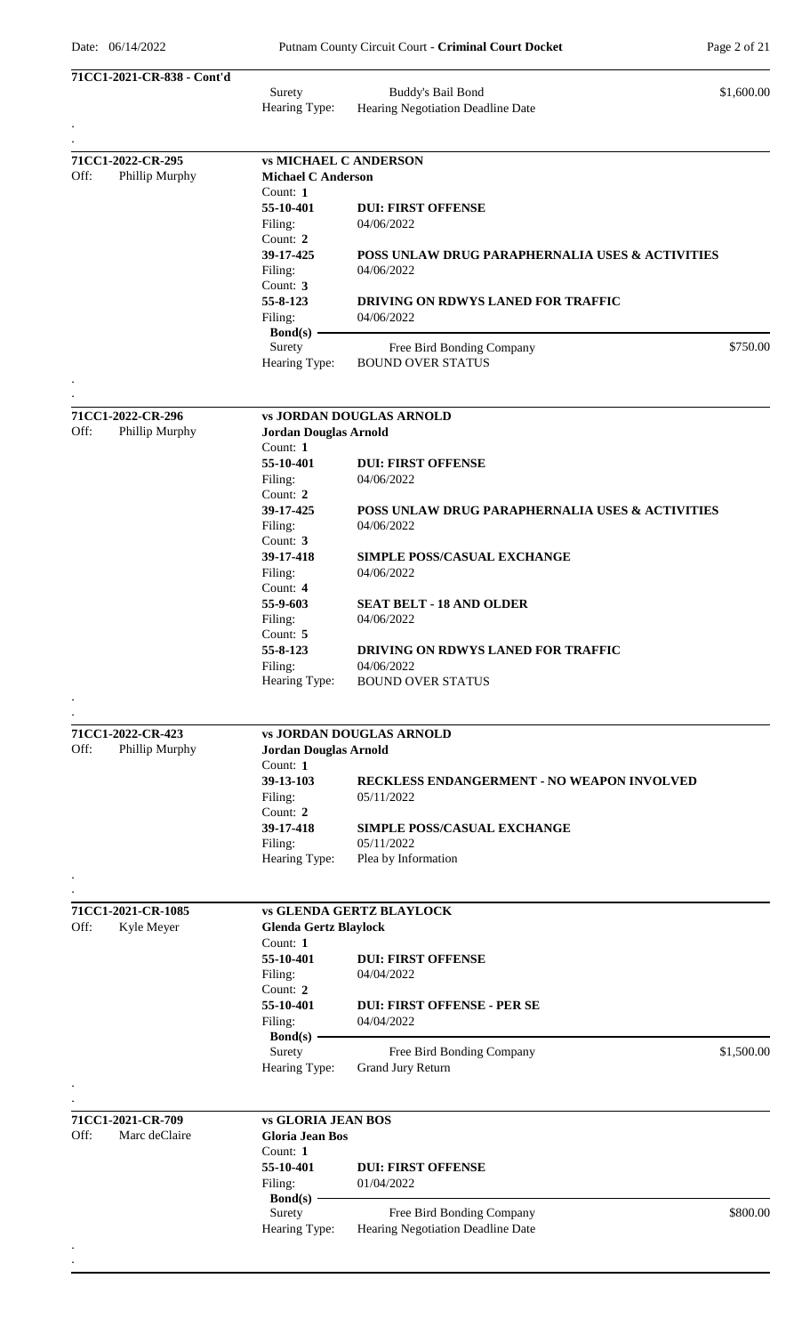**71CC1-2021-CR-838 - Cont'd**

| | | |
|---|---|---|
| Surety | Buddy's Bail Bond | $1,600.00 |
| Hearing Type: | Hearing Negotiation Deadline Date | |

---

**71CC1-2022-CR-295** — **vs MICHAEL C ANDERSON**

Off: Phillip Murphy

**Michael C Anderson**

| Count | Statute | Charge | Filing |
|---|---|---|---|
| 1 | 55-10-401 | **DUI: FIRST OFFENSE** | 04/06/2022 |
| 2 | 39-17-425 | **POSS UNLAW DRUG PARAPHERNALIA USES & ACTIVITIES** | 04/06/2022 |
| 3 | 55-8-123 | **DRIVING ON RDWYS LANED FOR TRAFFIC** | 04/06/2022 |

**Bond(s)**

| | | |
|---|---|---|
| Surety | Free Bird Bonding Company | $750.00 |
| Hearing Type: | BOUND OVER STATUS | |

---

**71CC1-2022-CR-296** — **vs JORDAN DOUGLAS ARNOLD**

Off: Phillip Murphy

**Jordan Douglas Arnold**

| Count | Statute | Charge | Filing |
|---|---|---|---|
| 1 | 55-10-401 | **DUI: FIRST OFFENSE** | 04/06/2022 |
| 2 | 39-17-425 | **POSS UNLAW DRUG PARAPHERNALIA USES & ACTIVITIES** | 04/06/2022 |
| 3 | 39-17-418 | **SIMPLE POSS/CASUAL EXCHANGE** | 04/06/2022 |
| 4 | 55-9-603 | **SEAT BELT - 18 AND OLDER** | 04/06/2022 |
| 5 | 55-8-123 | **DRIVING ON RDWYS LANED FOR TRAFFIC** | 04/06/2022 |

Hearing Type: BOUND OVER STATUS

---

**71CC1-2022-CR-423** — **vs JORDAN DOUGLAS ARNOLD**

Off: Phillip Murphy

**Jordan Douglas Arnold**

| Count | Statute | Charge | Filing |
|---|---|---|---|
| 1 | 39-13-103 | **RECKLESS ENDANGERMENT - NO WEAPON INVOLVED** | 05/11/2022 |
| 2 | 39-17-418 | **SIMPLE POSS/CASUAL EXCHANGE** | 05/11/2022 |

Hearing Type: Plea by Information

---

**71CC1-2021-CR-1085** — **vs GLENDA GERTZ BLAYLOCK**

Off: Kyle Meyer

**Glenda Gertz Blaylock**

| Count | Statute | Charge | Filing |
|---|---|---|---|
| 1 | 55-10-401 | **DUI: FIRST OFFENSE** | 04/04/2022 |
| 2 | 55-10-401 | **DUI: FIRST OFFENSE - PER SE** | 04/04/2022 |

**Bond(s)**

| | | |
|---|---|---|
| Surety | Free Bird Bonding Company | $1,500.00 |
| Hearing Type: | Grand Jury Return | |

---

**71CC1-2021-CR-709** — **vs GLORIA JEAN BOS**

Off: Marc deClaire

**Gloria Jean Bos**

| Count | Statute | Charge | Filing |
|---|---|---|---|
| 1 | 55-10-401 | **DUI: FIRST OFFENSE** | 01/04/2022 |

**Bond(s)**

| | | |
|---|---|---|
| Surety | Free Bird Bonding Company | $800.00 |
| Hearing Type: | Hearing Negotiation Deadline Date | |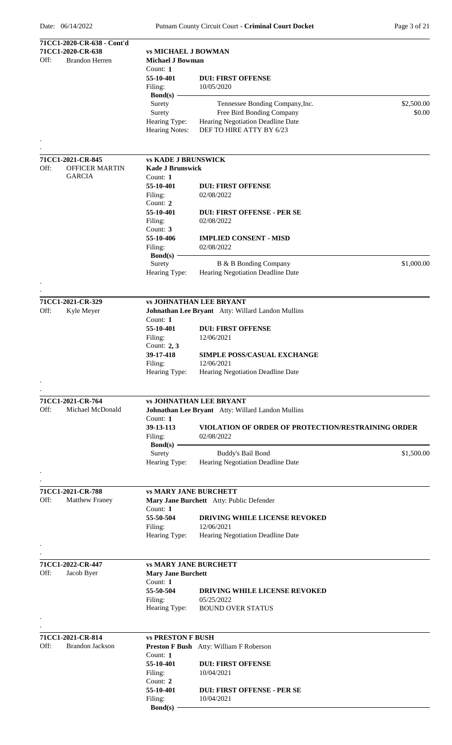**71CC1-2020-CR-638 - Cont'd**

**71CC1-2020-CR-638** — **vs MICHAEL J BOWMAN**

Off: Brandon Herren

**Michael J Bowman**

Count: **1**

**55-10-401** — **DUI: FIRST OFFENSE**

Filing: 10/05/2020

**Bond(s)**

| Type | Bonding Company | Amount |
|---|---|---|
| Surety | Tennessee Bonding Company,Inc. | $2,500.00 |
| Surety | Free Bird Bonding Company | $0.00 |

Hearing Type: Hearing Negotiation Deadline Date

Hearing Notes: DEF TO HIRE ATTY BY 6/23

---

**71CC1-2021-CR-845** — **vs KADE J BRUNSWICK**

Off: OFFICER MARTIN GARCIA

**Kade J Brunswick**

Count: **1**

**55-10-401** — **DUI: FIRST OFFENSE**

Filing: 02/08/2022

Count: **2**

**55-10-401** — **DUI: FIRST OFFENSE - PER SE**

Filing: 02/08/2022

Count: **3**

**55-10-406** — **IMPLIED CONSENT - MISD**

Filing: 02/08/2022

**Bond(s)**

| Type | Bonding Company | Amount |
|---|---|---|
| Surety | B & B Bonding Company | $1,000.00 |

Hearing Type: Hearing Negotiation Deadline Date

---

**71CC1-2021-CR-329** — **vs JOHNATHAN LEE BRYANT**

Off: Kyle Meyer

**Johnathan Lee Bryant** Atty: Willard Landon Mullins

Count: **1**

**55-10-401** — **DUI: FIRST OFFENSE**

Filing: 12/06/2021

Count: **2, 3**

**39-17-418** — **SIMPLE POSS/CASUAL EXCHANGE**

Filing: 12/06/2021

Hearing Type: Hearing Negotiation Deadline Date

---

**71CC1-2021-CR-764** — **vs JOHNATHAN LEE BRYANT**

Off: Michael McDonald

**Johnathan Lee Bryant** Atty: Willard Landon Mullins

Count: **1**

**39-13-113** — **VIOLATION OF ORDER OF PROTECTION/RESTRAINING ORDER**

Filing: 02/08/2022

**Bond(s)**

| Type | Bonding Company | Amount |
|---|---|---|
| Surety | Buddy's Bail Bond | $1,500.00 |

Hearing Type: Hearing Negotiation Deadline Date

---

**71CC1-2021-CR-788** — **vs MARY JANE BURCHETT**

Off: Matthew Franey

**Mary Jane Burchett** Atty: Public Defender

Count: **1**

**55-50-504** — **DRIVING WHILE LICENSE REVOKED**

Filing: 12/06/2021

Hearing Type: Hearing Negotiation Deadline Date

---

**71CC1-2022-CR-447** — **vs MARY JANE BURCHETT**

Off: Jacob Byer

**Mary Jane Burchett**

Count: **1**

**55-50-504** — **DRIVING WHILE LICENSE REVOKED**

Filing: 05/25/2022

Hearing Type: BOUND OVER STATUS

---

**71CC1-2021-CR-814** — **vs PRESTON F BUSH**

Off: Brandon Jackson

**Preston F Bush** Atty: William F Roberson

Count: **1**

**55-10-401** — **DUI: FIRST OFFENSE**

Filing: 10/04/2021

Count: **2**

**55-10-401** — **DUI: FIRST OFFENSE - PER SE**

Filing: 10/04/2021

**Bond(s)**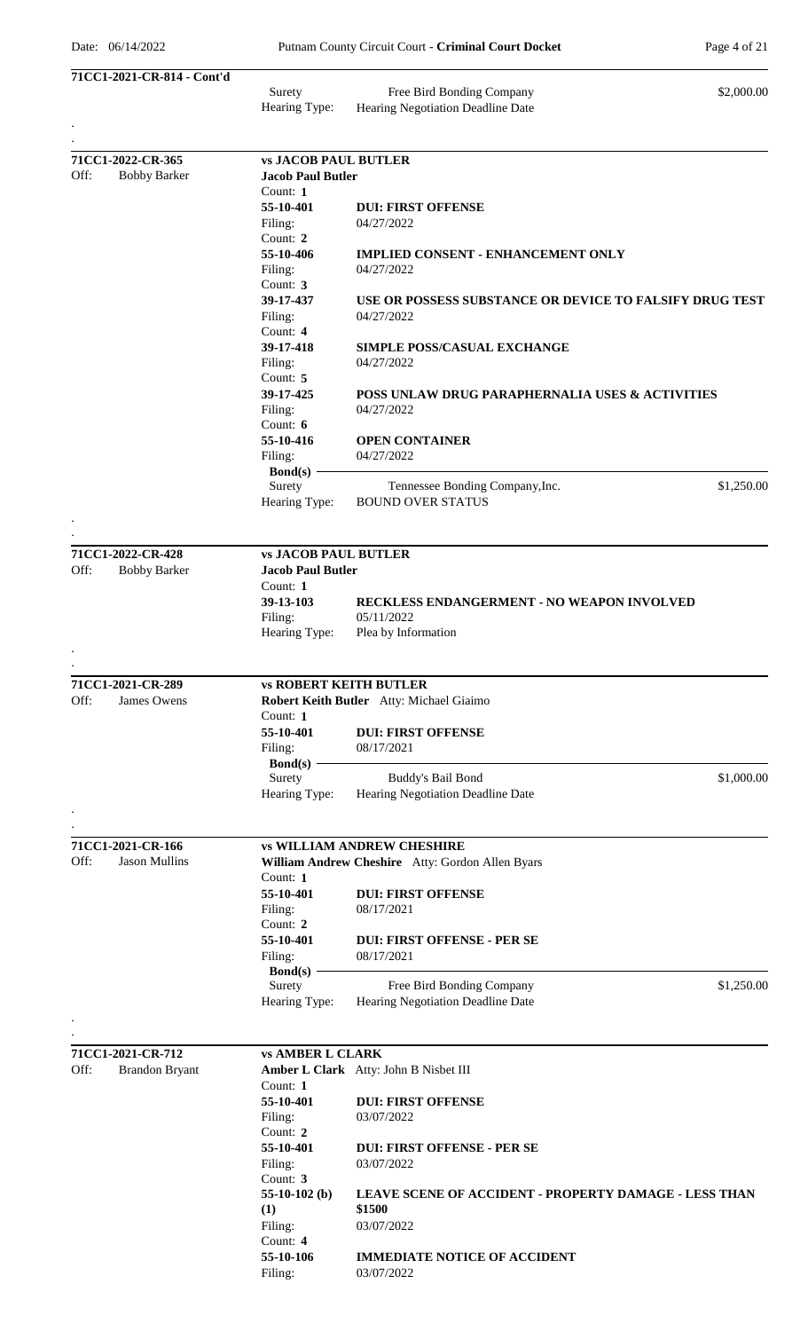**71CC1-2021-CR-814 - Cont'd**

Surety: Free Bird Bonding Company — $2,000.00
Hearing Type: Hearing Negotiation Deadline Date

.
.

---

**71CC1-2022-CR-365** — **vs JACOB PAUL BUTLER**
Off: Bobby Barker

**Jacob Paul Butler**

| Count | Statute | Charge | Filing |
|---|---|---|---|
| 1 | 55-10-401 | **DUI: FIRST OFFENSE** | 04/27/2022 |
| 2 | 55-10-406 | **IMPLIED CONSENT - ENHANCEMENT ONLY** | 04/27/2022 |
| 3 | 39-17-437 | **USE OR POSSESS SUBSTANCE OR DEVICE TO FALSIFY DRUG TEST** | 04/27/2022 |
| 4 | 39-17-418 | **SIMPLE POSS/CASUAL EXCHANGE** | 04/27/2022 |
| 5 | 39-17-425 | **POSS UNLAW DRUG PARAPHERNALIA USES & ACTIVITIES** | 04/27/2022 |
| 6 | 55-10-416 | **OPEN CONTAINER** | 04/27/2022 |

**Bond(s)**
Surety: Tennessee Bonding Company,Inc. — $1,250.00
Hearing Type: BOUND OVER STATUS

.
.

---

**71CC1-2022-CR-428** — **vs JACOB PAUL BUTLER**
Off: Bobby Barker

**Jacob Paul Butler**

| Count | Statute | Charge | Filing |
|---|---|---|---|
| 1 | 39-13-103 | **RECKLESS ENDANGERMENT - NO WEAPON INVOLVED** | 05/11/2022 |

Hearing Type: Plea by Information

.
.

---

**71CC1-2021-CR-289** — **vs ROBERT KEITH BUTLER**
Off: James Owens

**Robert Keith Butler** Atty: Michael Giaimo

| Count | Statute | Charge | Filing |
|---|---|---|---|
| 1 | 55-10-401 | **DUI: FIRST OFFENSE** | 08/17/2021 |

**Bond(s)**
Surety: Buddy's Bail Bond — $1,000.00
Hearing Type: Hearing Negotiation Deadline Date

.
.

---

**71CC1-2021-CR-166** — **vs WILLIAM ANDREW CHESHIRE**
Off: Jason Mullins

**William Andrew Cheshire** Atty: Gordon Allen Byars

| Count | Statute | Charge | Filing |
|---|---|---|---|
| 1 | 55-10-401 | **DUI: FIRST OFFENSE** | 08/17/2021 |
| 2 | 55-10-401 | **DUI: FIRST OFFENSE - PER SE** | 08/17/2021 |

**Bond(s)**
Surety: Free Bird Bonding Company — $1,250.00
Hearing Type: Hearing Negotiation Deadline Date

.
.

---

**71CC1-2021-CR-712** — **vs AMBER L CLARK**
Off: Brandon Bryant

**Amber L Clark** Atty: John B Nisbet III

| Count | Statute | Charge | Filing |
|---|---|---|---|
| 1 | 55-10-401 | **DUI: FIRST OFFENSE** | 03/07/2022 |
| 2 | 55-10-401 | **DUI: FIRST OFFENSE - PER SE** | 03/07/2022 |
| 3 | 55-10-102 (b) (1) | **LEAVE SCENE OF ACCIDENT - PROPERTY DAMAGE - LESS THAN $1500** | 03/07/2022 |
| 4 | 55-10-106 | **IMMEDIATE NOTICE OF ACCIDENT** | 03/07/2022 |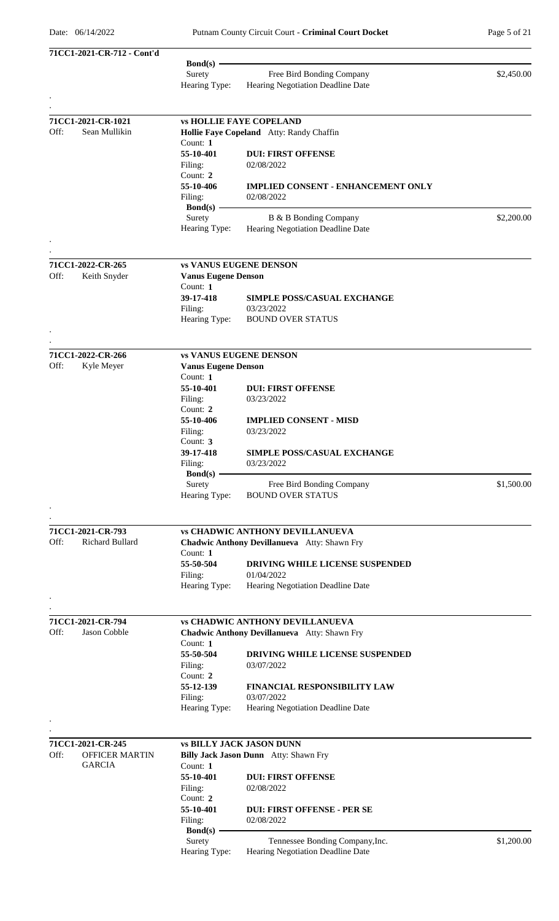**71CC1-2021-CR-712 - Cont'd**

**Bond(s)**

| Surety | Free Bird Bonding Company | $2,450.00 |
|---|---|---|
| Hearing Type: | Hearing Negotiation Deadline Date | |

.
.

---

**71CC1-2021-CR-1021** — **vs HOLLIE FAYE COPELAND**

Off: Sean Mullikin

**Hollie Faye Copeland** Atty: Randy Chaffin

| | | |
|---|---|---|
| Count: **1** | | |
| **55-10-401** | **DUI: FIRST OFFENSE** | |
| Filing: | 02/08/2022 | |
| Count: **2** | | |
| **55-10-406** | **IMPLIED CONSENT - ENHANCEMENT ONLY** | |
| Filing: | 02/08/2022 | |
| **Bond(s)** | | |
| Surety | B & B Bonding Company | $2,200.00 |
| Hearing Type: | Hearing Negotiation Deadline Date | |

.
.

---

**71CC1-2022-CR-265** — **vs VANUS EUGENE DENSON**

Off: Keith Snyder

**Vanus Eugene Denson**

| | |
|---|---|
| Count: **1** | |
| **39-17-418** | **SIMPLE POSS/CASUAL EXCHANGE** |
| Filing: | 03/23/2022 |
| Hearing Type: | BOUND OVER STATUS |

.
.

---

**71CC1-2022-CR-266** — **vs VANUS EUGENE DENSON**

Off: Kyle Meyer

**Vanus Eugene Denson**

| | | |
|---|---|---|
| Count: **1** | | |
| **55-10-401** | **DUI: FIRST OFFENSE** | |
| Filing: | 03/23/2022 | |
| Count: **2** | | |
| **55-10-406** | **IMPLIED CONSENT - MISD** | |
| Filing: | 03/23/2022 | |
| Count: **3** | | |
| **39-17-418** | **SIMPLE POSS/CASUAL EXCHANGE** | |
| Filing: | 03/23/2022 | |
| **Bond(s)** | | |
| Surety | Free Bird Bonding Company | $1,500.00 |
| Hearing Type: | BOUND OVER STATUS | |

.
.

---

**71CC1-2021-CR-793** — **vs CHADWIC ANTHONY DEVILLANUEVA**

Off: Richard Bullard

**Chadwic Anthony Devillanueva** Atty: Shawn Fry

| | |
|---|---|
| Count: **1** | |
| **55-50-504** | **DRIVING WHILE LICENSE SUSPENDED** |
| Filing: | 01/04/2022 |
| Hearing Type: | Hearing Negotiation Deadline Date |

.
.

---

**71CC1-2021-CR-794** — **vs CHADWIC ANTHONY DEVILLANUEVA**

Off: Jason Cobble

**Chadwic Anthony Devillanueva** Atty: Shawn Fry

| | |
|---|---|
| Count: **1** | |
| **55-50-504** | **DRIVING WHILE LICENSE SUSPENDED** |
| Filing: | 03/07/2022 |
| Count: **2** | |
| **55-12-139** | **FINANCIAL RESPONSIBILITY LAW** |
| Filing: | 03/07/2022 |
| Hearing Type: | Hearing Negotiation Deadline Date |

.
.

---

**71CC1-2021-CR-245** — **vs BILLY JACK JASON DUNN**

Off: OFFICER MARTIN GARCIA

**Billy Jack Jason Dunn** Atty: Shawn Fry

| | | |
|---|---|---|
| Count: **1** | | |
| **55-10-401** | **DUI: FIRST OFFENSE** | |
| Filing: | 02/08/2022 | |
| Count: **2** | | |
| **55-10-401** | **DUI: FIRST OFFENSE - PER SE** | |
| Filing: | 02/08/2022 | |
| **Bond(s)** | | |
| Surety | Tennessee Bonding Company,Inc. | $1,200.00 |
| Hearing Type: | Hearing Negotiation Deadline Date | |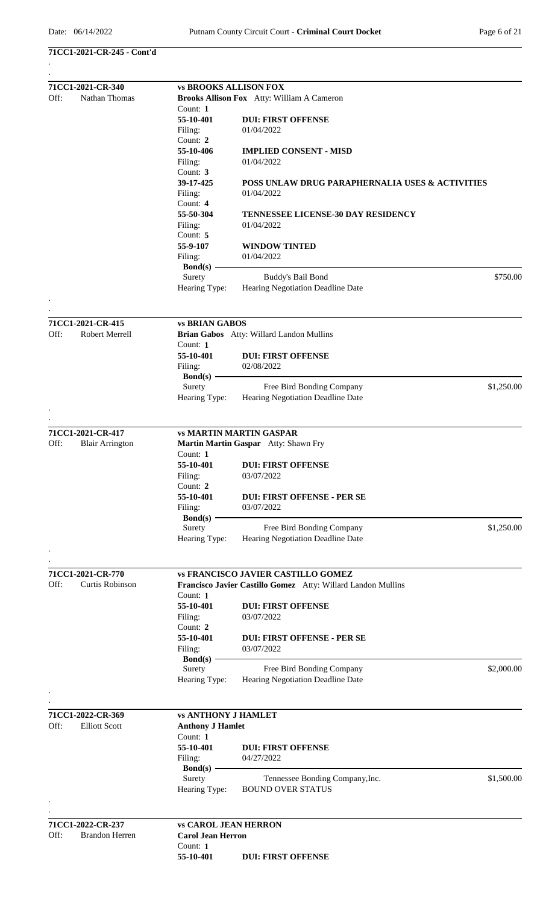**71CC1-2021-CR-245 - Cont'd**

---

**71CC1-2021-CR-340** — **vs BROOKS ALLISON FOX**

Off: Nathan Thomas

**Brooks Allison Fox** Atty: William A Cameron

| Count | Statute | Charge | Filing |
|---|---|---|---|
| 1 | 55-10-401 | **DUI: FIRST OFFENSE** | 01/04/2022 |
| 2 | 55-10-406 | **IMPLIED CONSENT - MISD** | 01/04/2022 |
| 3 | 39-17-425 | **POSS UNLAW DRUG PARAPHERNALIA USES & ACTIVITIES** | 01/04/2022 |
| 4 | 55-50-304 | **TENNESSEE LICENSE-30 DAY RESIDENCY** | 01/04/2022 |
| 5 | 55-9-107 | **WINDOW TINTED** | 01/04/2022 |

**Bond(s)**
Surety — Buddy's Bail Bond — $750.00
Hearing Type: Hearing Negotiation Deadline Date

---

**71CC1-2021-CR-415** — **vs BRIAN GABOS**

Off: Robert Merrell

**Brian Gabos** Atty: Willard Landon Mullins

| Count | Statute | Charge | Filing |
|---|---|---|---|
| 1 | 55-10-401 | **DUI: FIRST OFFENSE** | 02/08/2022 |

**Bond(s)**
Surety — Free Bird Bonding Company — $1,250.00
Hearing Type: Hearing Negotiation Deadline Date

---

**71CC1-2021-CR-417** — **vs MARTIN MARTIN GASPAR**

Off: Blair Arrington

**Martin Martin Gaspar** Atty: Shawn Fry

| Count | Statute | Charge | Filing |
|---|---|---|---|
| 1 | 55-10-401 | **DUI: FIRST OFFENSE** | 03/07/2022 |
| 2 | 55-10-401 | **DUI: FIRST OFFENSE - PER SE** | 03/07/2022 |

**Bond(s)**
Surety — Free Bird Bonding Company — $1,250.00
Hearing Type: Hearing Negotiation Deadline Date

---

**71CC1-2021-CR-770** — **vs FRANCISCO JAVIER CASTILLO GOMEZ**

Off: Curtis Robinson

**Francisco Javier Castillo Gomez** Atty: Willard Landon Mullins

| Count | Statute | Charge | Filing |
|---|---|---|---|
| 1 | 55-10-401 | **DUI: FIRST OFFENSE** | 03/07/2022 |
| 2 | 55-10-401 | **DUI: FIRST OFFENSE - PER SE** | 03/07/2022 |

**Bond(s)**
Surety — Free Bird Bonding Company — $2,000.00
Hearing Type: Hearing Negotiation Deadline Date

---

**71CC1-2022-CR-369** — **vs ANTHONY J HAMLET**

Off: Elliott Scott

**Anthony J Hamlet**

| Count | Statute | Charge | Filing |
|---|---|---|---|
| 1 | 55-10-401 | **DUI: FIRST OFFENSE** | 04/27/2022 |

**Bond(s)**
Surety — Tennessee Bonding Company,Inc. — $1,500.00
Hearing Type: BOUND OVER STATUS

---

**71CC1-2022-CR-237** — **vs CAROL JEAN HERRON**

Off: Brandon Herren

**Carol Jean Herron**

| Count | Statute | Charge |
|---|---|---|
| 1 | 55-10-401 | **DUI: FIRST OFFENSE** |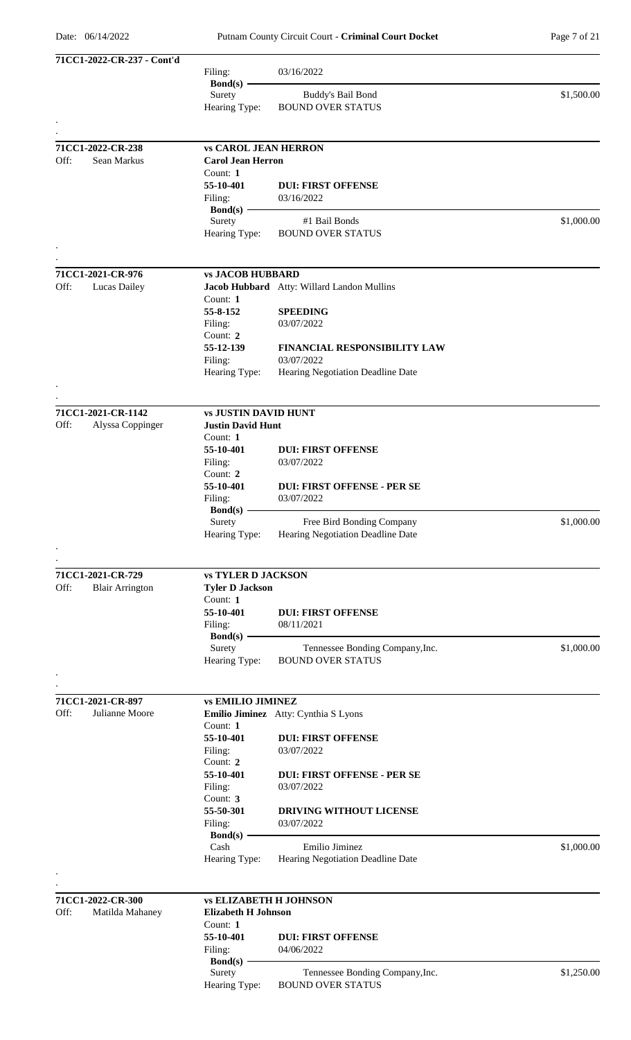**71CC1-2022-CR-237 - Cont'd**

Filing: 03/16/2022

**Bond(s)**

Surety | Buddy's Bail Bond | $1,500.00

Hearing Type: BOUND OVER STATUS

---

**71CC1-2022-CR-238** | **vs CAROL JEAN HERRON**

Off: Sean Markus

**Carol Jean Herron**

Count: **1**

**55-10-401** **DUI: FIRST OFFENSE**

Filing: 03/16/2022

**Bond(s)**

Surety | #1 Bail Bonds | $1,000.00

Hearing Type: BOUND OVER STATUS

---

**71CC1-2021-CR-976** | **vs JACOB HUBBARD**

Off: Lucas Dailey

**Jacob Hubbard** Atty: Willard Landon Mullins

Count: **1**

**55-8-152** **SPEEDING**

Filing: 03/07/2022

Count: **2**

**55-12-139** **FINANCIAL RESPONSIBILITY LAW**

Filing: 03/07/2022

Hearing Type: Hearing Negotiation Deadline Date

---

**71CC1-2021-CR-1142** | **vs JUSTIN DAVID HUNT**

Off: Alyssa Coppinger

**Justin David Hunt**

Count: **1**

**55-10-401** **DUI: FIRST OFFENSE**

Filing: 03/07/2022

Count: **2**

**55-10-401** **DUI: FIRST OFFENSE - PER SE**

Filing: 03/07/2022

**Bond(s)**

Surety | Free Bird Bonding Company | $1,000.00

Hearing Type: Hearing Negotiation Deadline Date

---

**71CC1-2021-CR-729** | **vs TYLER D JACKSON**

Off: Blair Arrington

**Tyler D Jackson**

Count: **1**

**55-10-401** **DUI: FIRST OFFENSE**

Filing: 08/11/2021

**Bond(s)**

Surety | Tennessee Bonding Company,Inc. | $1,000.00

Hearing Type: BOUND OVER STATUS

---

**71CC1-2021-CR-897** | **vs EMILIO JIMINEZ**

Off: Julianne Moore

**Emilio Jiminez** Atty: Cynthia S Lyons

Count: **1**

**55-10-401** **DUI: FIRST OFFENSE**

Filing: 03/07/2022

Count: **2**

**55-10-401** **DUI: FIRST OFFENSE - PER SE**

Filing: 03/07/2022

Count: **3**

**55-50-301** **DRIVING WITHOUT LICENSE**

Filing: 03/07/2022

**Bond(s)**

Cash | Emilio Jiminez | $1,000.00

Hearing Type: Hearing Negotiation Deadline Date

---

**71CC1-2022-CR-300** | **vs ELIZABETH H JOHNSON**

Off: Matilda Mahaney

**Elizabeth H Johnson**

Count: **1**

**55-10-401** **DUI: FIRST OFFENSE**

Filing: 04/06/2022

**Bond(s)**

Surety | Tennessee Bonding Company,Inc. | $1,250.00

Hearing Type: BOUND OVER STATUS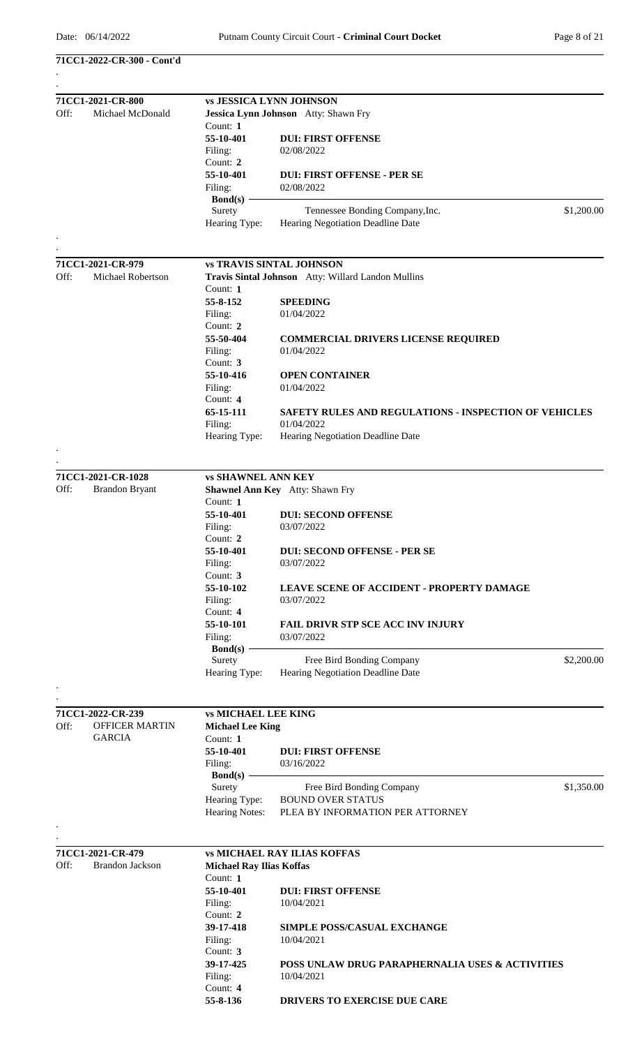**71CC1-2022-CR-300 - Cont'd**

---

**71CC1-2021-CR-800** — **vs JESSICA LYNN JOHNSON**

Off: Michael McDonald

**Jessica Lynn Johnson** Atty: Shawn Fry

Count: **1**
**55-10-401** **DUI: FIRST OFFENSE**
Filing: 02/08/2022

Count: **2**
**55-10-401** **DUI: FIRST OFFENSE - PER SE**
Filing: 02/08/2022

**Bond(s)**
Surety — Tennessee Bonding Company,Inc. — $1,200.00

Hearing Type: Hearing Negotiation Deadline Date

---

**71CC1-2021-CR-979** — **vs TRAVIS SINTAL JOHNSON**

Off: Michael Robertson

**Travis Sintal Johnson** Atty: Willard Landon Mullins

Count: **1**
**55-8-152** **SPEEDING**
Filing: 01/04/2022

Count: **2**
**55-50-404** **COMMERCIAL DRIVERS LICENSE REQUIRED**
Filing: 01/04/2022

Count: **3**
**55-10-416** **OPEN CONTAINER**
Filing: 01/04/2022

Count: **4**
**65-15-111** **SAFETY RULES AND REGULATIONS - INSPECTION OF VEHICLES**
Filing: 01/04/2022

Hearing Type: Hearing Negotiation Deadline Date

---

**71CC1-2021-CR-1028** — **vs SHAWNEL ANN KEY**

Off: Brandon Bryant

**Shawnel Ann Key** Atty: Shawn Fry

Count: **1**
**55-10-401** **DUI: SECOND OFFENSE**
Filing: 03/07/2022

Count: **2**
**55-10-401** **DUI: SECOND OFFENSE - PER SE**
Filing: 03/07/2022

Count: **3**
**55-10-102** **LEAVE SCENE OF ACCIDENT - PROPERTY DAMAGE**
Filing: 03/07/2022

Count: **4**
**55-10-101** **FAIL DRIVR STP SCE ACC INV INJURY**
Filing: 03/07/2022

**Bond(s)**
Surety — Free Bird Bonding Company — $2,200.00

Hearing Type: Hearing Negotiation Deadline Date

---

**71CC1-2022-CR-239** — **vs MICHAEL LEE KING**

Off: OFFICER MARTIN GARCIA

**Michael Lee King**

Count: **1**
**55-10-401** **DUI: FIRST OFFENSE**
Filing: 03/16/2022

**Bond(s)**
Surety — Free Bird Bonding Company — $1,350.00

Hearing Type: BOUND OVER STATUS
Hearing Notes: PLEA BY INFORMATION PER ATTORNEY

---

**71CC1-2021-CR-479** — **vs MICHAEL RAY ILIAS KOFFAS**

Off: Brandon Jackson

**Michael Ray Ilias Koffas**

Count: **1**
**55-10-401** **DUI: FIRST OFFENSE**
Filing: 10/04/2021

Count: **2**
**39-17-418** **SIMPLE POSS/CASUAL EXCHANGE**
Filing: 10/04/2021

Count: **3**
**39-17-425** **POSS UNLAW DRUG PARAPHERNALIA USES & ACTIVITIES**
Filing: 10/04/2021

Count: **4**
**55-8-136** **DRIVERS TO EXERCISE DUE CARE**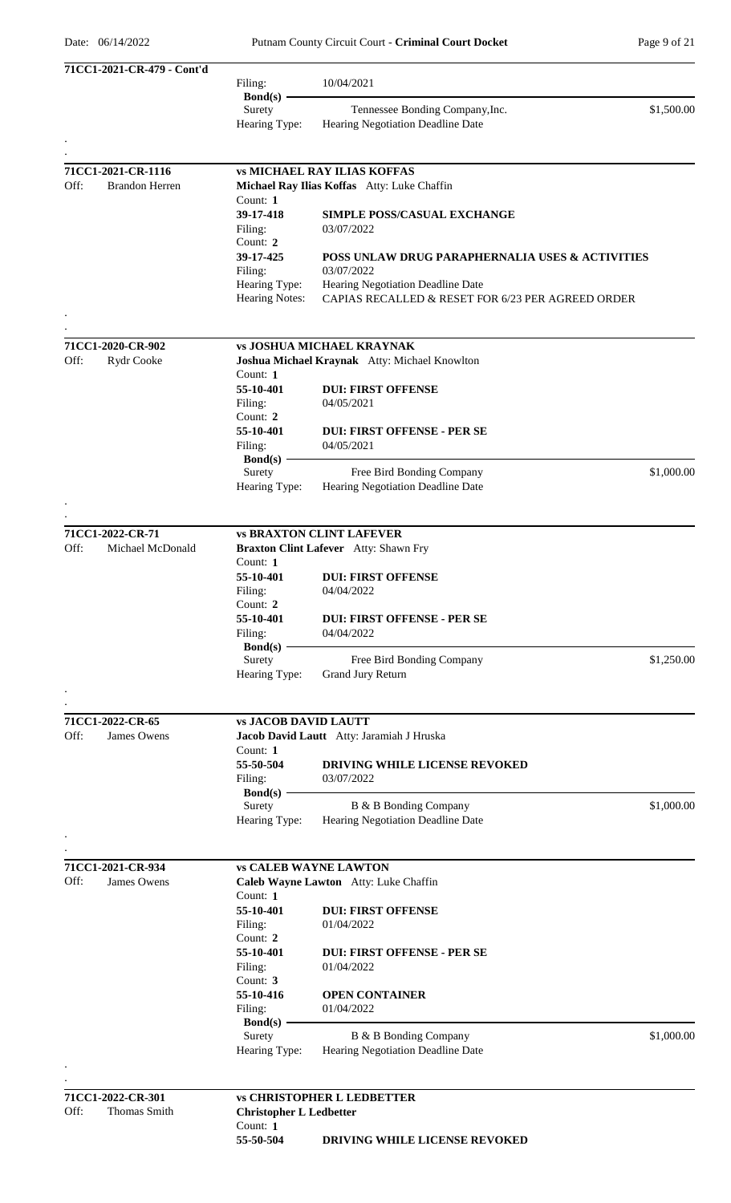**71CC1-2021-CR-479 - Cont'd**

Filing: 10/04/2021

**Bond(s)**

Surety: Tennessee Bonding Company,Inc. — $1,500.00

Hearing Type: Hearing Negotiation Deadline Date

.

.

---

**71CC1-2021-CR-1116** — **vs MICHAEL RAY ILIAS KOFFAS**

Off: Brandon Herren

**Michael Ray Ilias Koffas** Atty: Luke Chaffin

Count: **1**

**39-17-418** — **SIMPLE POSS/CASUAL EXCHANGE**

Filing: 03/07/2022

Count: **2**

**39-17-425** — **POSS UNLAW DRUG PARAPHERNALIA USES & ACTIVITIES**

Filing: 03/07/2022

Hearing Type: Hearing Negotiation Deadline Date

Hearing Notes: CAPIAS RECALLED & RESET FOR 6/23 PER AGREED ORDER

.

.

---

**71CC1-2020-CR-902** — **vs JOSHUA MICHAEL KRAYNAK**

Off: Rydr Cooke

**Joshua Michael Kraynak** Atty: Michael Knowlton

Count: **1**

**55-10-401** — **DUI: FIRST OFFENSE**

Filing: 04/05/2021

Count: **2**

**55-10-401** — **DUI: FIRST OFFENSE - PER SE**

Filing: 04/05/2021

**Bond(s)**

Surety: Free Bird Bonding Company — $1,000.00

Hearing Type: Hearing Negotiation Deadline Date

.

.

---

**71CC1-2022-CR-71** — **vs BRAXTON CLINT LAFEVER**

Off: Michael McDonald

**Braxton Clint Lafever** Atty: Shawn Fry

Count: **1**

**55-10-401** — **DUI: FIRST OFFENSE**

Filing: 04/04/2022

Count: **2**

**55-10-401** — **DUI: FIRST OFFENSE - PER SE**

Filing: 04/04/2022

**Bond(s)**

Surety: Free Bird Bonding Company — $1,250.00

Hearing Type: Grand Jury Return

.

.

---

**71CC1-2022-CR-65** — **vs JACOB DAVID LAUTT**

Off: James Owens

**Jacob David Lautt** Atty: Jaramiah J Hruska

Count: **1**

**55-50-504** — **DRIVING WHILE LICENSE REVOKED**

Filing: 03/07/2022

**Bond(s)**

Surety: B & B Bonding Company — $1,000.00

Hearing Type: Hearing Negotiation Deadline Date

.

.

---

**71CC1-2021-CR-934** — **vs CALEB WAYNE LAWTON**

Off: James Owens

**Caleb Wayne Lawton** Atty: Luke Chaffin

Count: **1**

**55-10-401** — **DUI: FIRST OFFENSE**

Filing: 01/04/2022

Count: **2**

**55-10-401** — **DUI: FIRST OFFENSE - PER SE**

Filing: 01/04/2022

Count: **3**

**55-10-416** — **OPEN CONTAINER**

Filing: 01/04/2022

**Bond(s)**

Surety: B & B Bonding Company — $1,000.00

Hearing Type: Hearing Negotiation Deadline Date

.

.

---

**71CC1-2022-CR-301** — **vs CHRISTOPHER L LEDBETTER**

Off: Thomas Smith

**Christopher L Ledbetter**

Count: **1**

**55-50-504** — **DRIVING WHILE LICENSE REVOKED**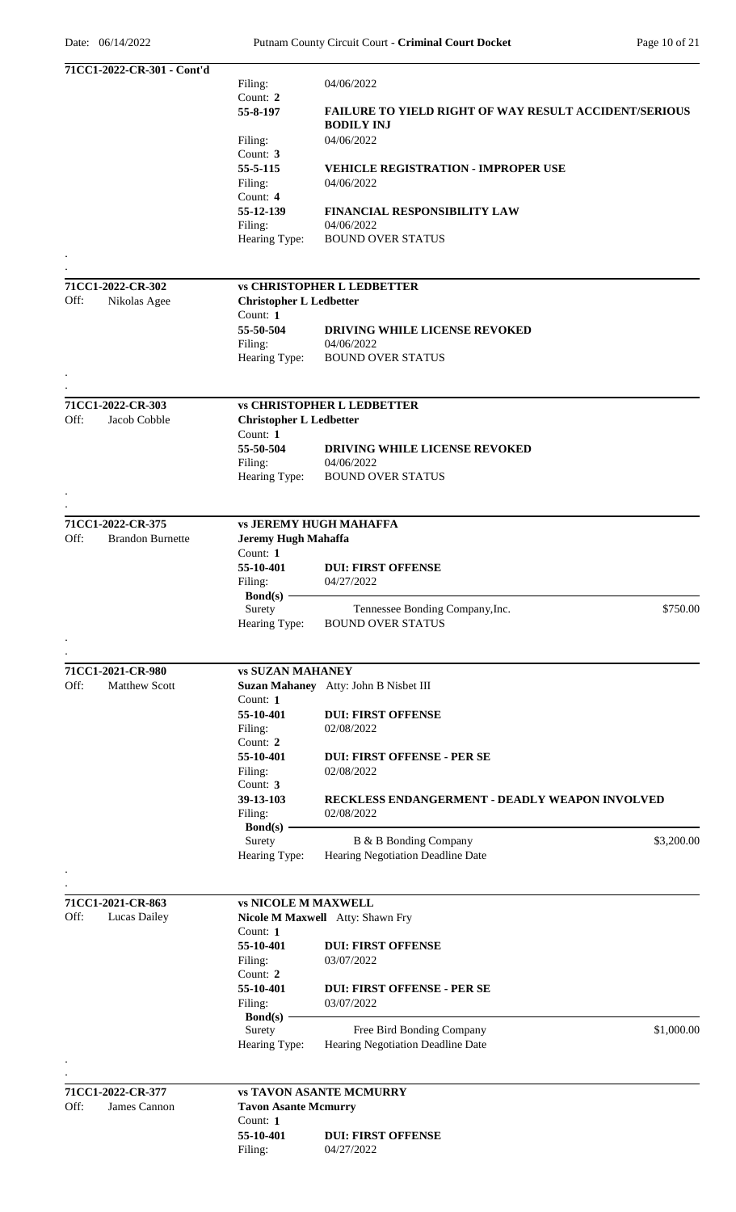**71CC1-2022-CR-301 - Cont'd**

Filing: 04/06/2022

Count: **2**

**55-8-197** **FAILURE TO YIELD RIGHT OF WAY RESULT ACCIDENT/SERIOUS BODILY INJ**

Filing: 04/06/2022

Count: **3**

**55-5-115** **VEHICLE REGISTRATION - IMPROPER USE**

Filing: 04/06/2022

Count: **4**

**55-12-139** **FINANCIAL RESPONSIBILITY LAW**

Filing: 04/06/2022

Hearing Type: BOUND OVER STATUS

---

**71CC1-2022-CR-302** — **vs CHRISTOPHER L LEDBETTER**

Off: Nikolas Agee

**Christopher L Ledbetter**

Count: **1**

**55-50-504** **DRIVING WHILE LICENSE REVOKED**

Filing: 04/06/2022

Hearing Type: BOUND OVER STATUS

---

**71CC1-2022-CR-303** — **vs CHRISTOPHER L LEDBETTER**

Off: Jacob Cobble

**Christopher L Ledbetter**

Count: **1**

**55-50-504** **DRIVING WHILE LICENSE REVOKED**

Filing: 04/06/2022

Hearing Type: BOUND OVER STATUS

---

**71CC1-2022-CR-375** — **vs JEREMY HUGH MAHAFFA**

Off: Brandon Burnette

**Jeremy Hugh Mahaffa**

Count: **1**

**55-10-401** **DUI: FIRST OFFENSE**

Filing: 04/27/2022

**Bond(s)**

| Surety | Tennessee Bonding Company,Inc. | $750.00 |
|---|---|---|

Hearing Type: BOUND OVER STATUS

---

**71CC1-2021-CR-980** — **vs SUZAN MAHANEY**

Off: Matthew Scott

**Suzan Mahaney** Atty: John B Nisbet III

Count: **1**

**55-10-401** **DUI: FIRST OFFENSE**

Filing: 02/08/2022

Count: **2**

**55-10-401** **DUI: FIRST OFFENSE - PER SE**

Filing: 02/08/2022

Count: **3**

**39-13-103** **RECKLESS ENDANGERMENT - DEADLY WEAPON INVOLVED**

Filing: 02/08/2022

**Bond(s)**

| Surety | B & B Bonding Company | $3,200.00 |
|---|---|---|

Hearing Type: Hearing Negotiation Deadline Date

---

**71CC1-2021-CR-863** — **vs NICOLE M MAXWELL**

Off: Lucas Dailey

**Nicole M Maxwell** Atty: Shawn Fry

Count: **1**

**55-10-401** **DUI: FIRST OFFENSE**

Filing: 03/07/2022

Count: **2**

**55-10-401** **DUI: FIRST OFFENSE - PER SE**

Filing: 03/07/2022

**Bond(s)**

| Surety | Free Bird Bonding Company | $1,000.00 |
|---|---|---|

Hearing Type: Hearing Negotiation Deadline Date

---

**71CC1-2022-CR-377** — **vs TAVON ASANTE MCMURRY**

Off: James Cannon

**Tavon Asante Mcmurry**

Count: **1**

**55-10-401** **DUI: FIRST OFFENSE**

Filing: 04/27/2022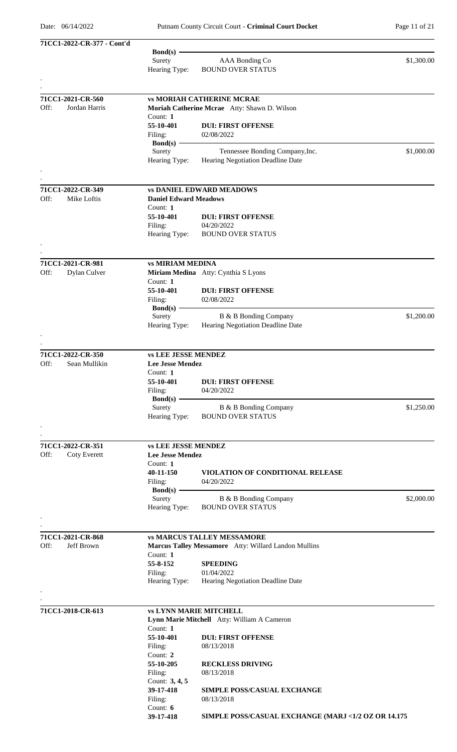**71CC1-2022-CR-377 - Cont'd**

**Bond(s)**
Surety — AAA Bonding Co — $1,300.00
Hearing Type: BOUND OVER STATUS

.
.

---

**71CC1-2021-CR-560** — **vs MORIAH CATHERINE MCRAE**
Off: Jordan Harris
**Moriah Catherine Mcrae** Atty: Shawn D. Wilson
Count: **1**
**55-10-401** — **DUI: FIRST OFFENSE**
Filing: 02/08/2022
**Bond(s)**
Surety — Tennessee Bonding Company,Inc. — $1,000.00
Hearing Type: Hearing Negotiation Deadline Date

.
.

---

**71CC1-2022-CR-349** — **vs DANIEL EDWARD MEADOWS**
Off: Mike Loftis
**Daniel Edward Meadows**
Count: **1**
**55-10-401** — **DUI: FIRST OFFENSE**
Filing: 04/20/2022
Hearing Type: BOUND OVER STATUS

.
.

---

**71CC1-2021-CR-981** — **vs MIRIAM MEDINA**
Off: Dylan Culver
**Miriam Medina** Atty: Cynthia S Lyons
Count: **1**
**55-10-401** — **DUI: FIRST OFFENSE**
Filing: 02/08/2022
**Bond(s)**
Surety — B & B Bonding Company — $1,200.00
Hearing Type: Hearing Negotiation Deadline Date

.
.

---

**71CC1-2022-CR-350** — **vs LEE JESSE MENDEZ**
Off: Sean Mullikin
**Lee Jesse Mendez**
Count: **1**
**55-10-401** — **DUI: FIRST OFFENSE**
Filing: 04/20/2022
**Bond(s)**
Surety — B & B Bonding Company — $1,250.00
Hearing Type: BOUND OVER STATUS

.
.

---

**71CC1-2022-CR-351** — **vs LEE JESSE MENDEZ**
Off: Coty Everett
**Lee Jesse Mendez**
Count: **1**
**40-11-150** — **VIOLATION OF CONDITIONAL RELEASE**
Filing: 04/20/2022
**Bond(s)**
Surety — B & B Bonding Company — $2,000.00
Hearing Type: BOUND OVER STATUS

.
.

---

**71CC1-2021-CR-868** — **vs MARCUS TALLEY MESSAMORE**
Off: Jeff Brown
**Marcus Talley Messamore** Atty: Willard Landon Mullins
Count: **1**
**55-8-152** — **SPEEDING**
Filing: 01/04/2022
Hearing Type: Hearing Negotiation Deadline Date

.
.

---

**71CC1-2018-CR-613** — **vs LYNN MARIE MITCHELL**
**Lynn Marie Mitchell** Atty: William A Cameron
Count: **1**
**55-10-401** — **DUI: FIRST OFFENSE**
Filing: 08/13/2018
Count: **2**
**55-10-205** — **RECKLESS DRIVING**
Filing: 08/13/2018
Count: **3, 4, 5**
**39-17-418** — **SIMPLE POSS/CASUAL EXCHANGE**
Filing: 08/13/2018
Count: **6**
**39-17-418** — **SIMPLE POSS/CASUAL EXCHANGE (MARJ <1/2 OZ OR 14.175**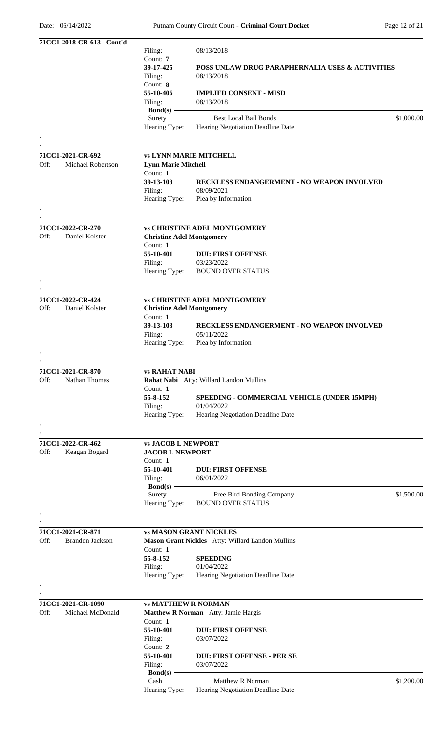**71CC1-2018-CR-613 - Cont'd**

| | | | |
|---|---|---|---|
| Filing: | 08/13/2018 | | |
| Count: **7** | | | |
| **39-17-425** | **POSS UNLAW DRUG PARAPHERNALIA USES & ACTIVITIES** | | |
| Filing: | 08/13/2018 | | |
| Count: **8** | | | |
| **55-10-406** | **IMPLIED CONSENT - MISD** | | |
| Filing: | 08/13/2018 | | |
| **Bond(s)** | | | |
| Surety | Best Local Bail Bonds | $1,000.00 | |
| Hearing Type: | Hearing Negotiation Deadline Date | | |

.
.

**71CC1-2021-CR-692** — **vs LYNN MARIE MITCHELL**

Off: Michael Robertson

**Lynn Marie Mitchell**

Count: **1**

**39-13-103** — **RECKLESS ENDANGERMENT - NO WEAPON INVOLVED**

Filing: 08/09/2021

Hearing Type: Plea by Information

.
.

**71CC1-2022-CR-270** — **vs CHRISTINE ADEL MONTGOMERY**

Off: Daniel Kolster

**Christine Adel Montgomery**

Count: **1**

**55-10-401** — **DUI: FIRST OFFENSE**

Filing: 03/23/2022

Hearing Type: BOUND OVER STATUS

.
.

**71CC1-2022-CR-424** — **vs CHRISTINE ADEL MONTGOMERY**

Off: Daniel Kolster

**Christine Adel Montgomery**

Count: **1**

**39-13-103** — **RECKLESS ENDANGERMENT - NO WEAPON INVOLVED**

Filing: 05/11/2022

Hearing Type: Plea by Information

.
.

**71CC1-2021-CR-870** — **vs RAHAT NABI**

Off: Nathan Thomas

**Rahat Nabi** Atty: Willard Landon Mullins

Count: **1**

**55-8-152** — **SPEEDING - COMMERCIAL VEHICLE (UNDER 15MPH)**

Filing: 01/04/2022

Hearing Type: Hearing Negotiation Deadline Date

.
.

**71CC1-2022-CR-462** — **vs JACOB L NEWPORT**

Off: Keagan Bogard

**JACOB L NEWPORT**

Count: **1**

**55-10-401** — **DUI: FIRST OFFENSE**

Filing: 06/01/2022

**Bond(s)**

Surety — Free Bird Bonding Company — $1,500.00

Hearing Type: BOUND OVER STATUS

.
.

**71CC1-2021-CR-871** — **vs MASON GRANT NICKLES**

Off: Brandon Jackson

**Mason Grant Nickles** Atty: Willard Landon Mullins

Count: **1**

**55-8-152** — **SPEEDING**

Filing: 01/04/2022

Hearing Type: Hearing Negotiation Deadline Date

.
.

**71CC1-2021-CR-1090** — **vs MATTHEW R NORMAN**

Off: Michael McDonald

**Matthew R Norman** Atty: Jamie Hargis

Count: **1**

**55-10-401** — **DUI: FIRST OFFENSE**

Filing: 03/07/2022

Count: **2**

**55-10-401** — **DUI: FIRST OFFENSE - PER SE**

Filing: 03/07/2022

**Bond(s)**

Cash — Matthew R Norman — $1,200.00

Hearing Type: Hearing Negotiation Deadline Date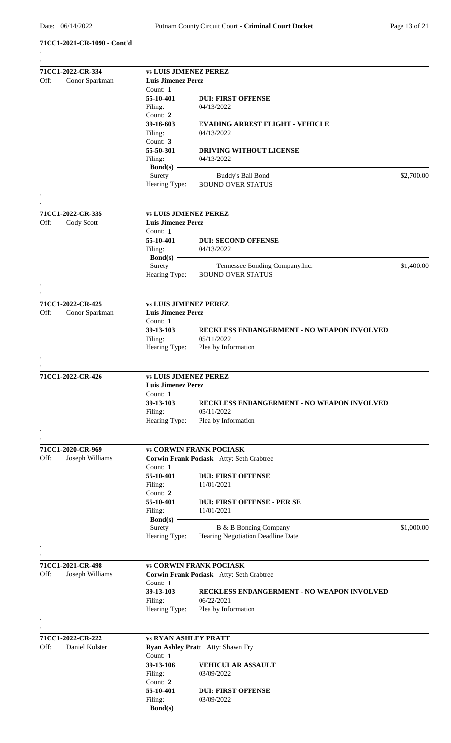**71CC1-2021-CR-1090 - Cont'd**

.

.

---

**71CC1-2022-CR-334** — **vs LUIS JIMENEZ PEREZ**

Off: Conor Sparkman

**Luis Jimenez Perez**

Count: **1**
**55-10-401** **DUI: FIRST OFFENSE**
Filing: 04/13/2022

Count: **2**
**39-16-603** **EVADING ARREST FLIGHT - VEHICLE**
Filing: 04/13/2022

Count: **3**
**55-50-301** **DRIVING WITHOUT LICENSE**
Filing: 04/13/2022

**Bond(s)**

| Surety | Buddy's Bail Bond | $2,700.00 |
|---|---|---|

Hearing Type: BOUND OVER STATUS

.

.

---

**71CC1-2022-CR-335** — **vs LUIS JIMENEZ PEREZ**

Off: Cody Scott

**Luis Jimenez Perez**

Count: **1**
**55-10-401** **DUI: SECOND OFFENSE**
Filing: 04/13/2022

**Bond(s)**

| Surety | Tennessee Bonding Company,Inc. | $1,400.00 |
|---|---|---|

Hearing Type: BOUND OVER STATUS

.

.

---

**71CC1-2022-CR-425** — **vs LUIS JIMENEZ PEREZ**

Off: Conor Sparkman

**Luis Jimenez Perez**

Count: **1**
**39-13-103** **RECKLESS ENDANGERMENT - NO WEAPON INVOLVED**
Filing: 05/11/2022

Hearing Type: Plea by Information

.

.

---

**71CC1-2022-CR-426** — **vs LUIS JIMENEZ PEREZ**

**Luis Jimenez Perez**

Count: **1**
**39-13-103** **RECKLESS ENDANGERMENT - NO WEAPON INVOLVED**
Filing: 05/11/2022

Hearing Type: Plea by Information

.

.

---

**71CC1-2020-CR-969** — **vs CORWIN FRANK POCIASK**

Off: Joseph Williams

**Corwin Frank Pociask** Atty: Seth Crabtree

Count: **1**
**55-10-401** **DUI: FIRST OFFENSE**
Filing: 11/01/2021

Count: **2**
**55-10-401** **DUI: FIRST OFFENSE - PER SE**
Filing: 11/01/2021

**Bond(s)**

| Surety | B & B Bonding Company | $1,000.00 |
|---|---|---|

Hearing Type: Hearing Negotiation Deadline Date

.

.

---

**71CC1-2021-CR-498** — **vs CORWIN FRANK POCIASK**

Off: Joseph Williams

**Corwin Frank Pociask** Atty: Seth Crabtree

Count: **1**
**39-13-103** **RECKLESS ENDANGERMENT - NO WEAPON INVOLVED**
Filing: 06/22/2021

Hearing Type: Plea by Information

.

.

---

**71CC1-2022-CR-222** — **vs RYAN ASHLEY PRATT**

Off: Daniel Kolster

**Ryan Ashley Pratt** Atty: Shawn Fry

Count: **1**
**39-13-106** **VEHICULAR ASSAULT**
Filing: 03/09/2022

Count: **2**
**55-10-401** **DUI: FIRST OFFENSE**
Filing: 03/09/2022

**Bond(s)**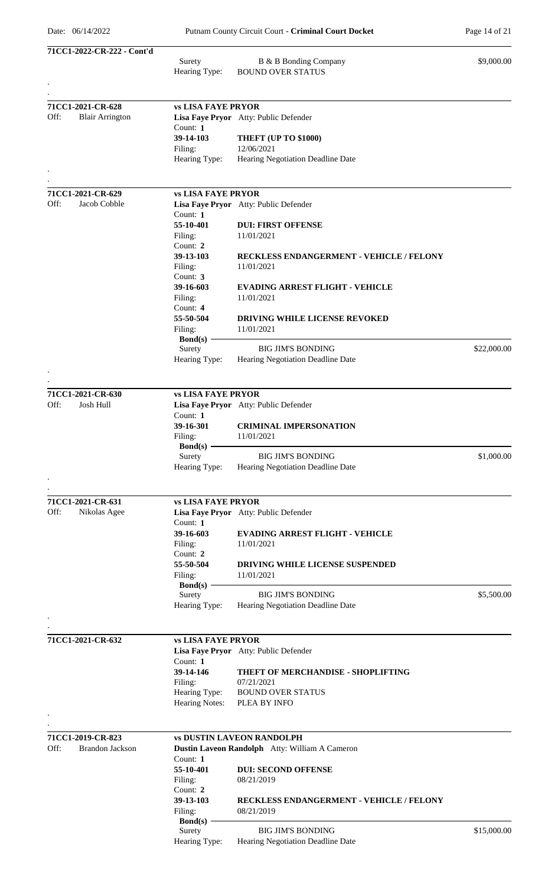**71CC1-2022-CR-222 - Cont'd**

Surety: B & B Bonding Company — $9,000.00
Hearing Type: BOUND OVER STATUS

.
.

---

**71CC1-2021-CR-628** — **vs LISA FAYE PRYOR**
Off: Blair Arrington

**Lisa Faye Pryor** Atty: Public Defender

Count: **1**
**39-14-103** — **THEFT (UP TO $1000)**
Filing: 12/06/2021
Hearing Type: Hearing Negotiation Deadline Date

.
.

---

**71CC1-2021-CR-629** — **vs LISA FAYE PRYOR**
Off: Jacob Cobble

**Lisa Faye Pryor** Atty: Public Defender

Count: **1**
**55-10-401** — **DUI: FIRST OFFENSE**
Filing: 11/01/2021

Count: **2**
**39-13-103** — **RECKLESS ENDANGERMENT - VEHICLE / FELONY**
Filing: 11/01/2021

Count: **3**
**39-16-603** — **EVADING ARREST FLIGHT - VEHICLE**
Filing: 11/01/2021

Count: **4**
**55-50-504** — **DRIVING WHILE LICENSE REVOKED**
Filing: 11/01/2021

**Bond(s)**
Surety: BIG JIM'S BONDING — $22,000.00
Hearing Type: Hearing Negotiation Deadline Date

.
.

---

**71CC1-2021-CR-630** — **vs LISA FAYE PRYOR**
Off: Josh Hull

**Lisa Faye Pryor** Atty: Public Defender

Count: **1**
**39-16-301** — **CRIMINAL IMPERSONATION**
Filing: 11/01/2021

**Bond(s)**
Surety: BIG JIM'S BONDING — $1,000.00
Hearing Type: Hearing Negotiation Deadline Date

.
.

---

**71CC1-2021-CR-631** — **vs LISA FAYE PRYOR**
Off: Nikolas Agee

**Lisa Faye Pryor** Atty: Public Defender

Count: **1**
**39-16-603** — **EVADING ARREST FLIGHT - VEHICLE**
Filing: 11/01/2021

Count: **2**
**55-50-504** — **DRIVING WHILE LICENSE SUSPENDED**
Filing: 11/01/2021

**Bond(s)**
Surety: BIG JIM'S BONDING — $5,500.00
Hearing Type: Hearing Negotiation Deadline Date

.
.

---

**71CC1-2021-CR-632** — **vs LISA FAYE PRYOR**

**Lisa Faye Pryor** Atty: Public Defender

Count: **1**
**39-14-146** — **THEFT OF MERCHANDISE - SHOPLIFTING**
Filing: 07/21/2021
Hearing Type: BOUND OVER STATUS
Hearing Notes: PLEA BY INFO

.
.

---

**71CC1-2019-CR-823** — **vs DUSTIN LAVEON RANDOLPH**
Off: Brandon Jackson

**Dustin Laveon Randolph** Atty: William A Cameron

Count: **1**
**55-10-401** — **DUI: SECOND OFFENSE**
Filing: 08/21/2019

Count: **2**
**39-13-103** — **RECKLESS ENDANGERMENT - VEHICLE / FELONY**
Filing: 08/21/2019

**Bond(s)**
Surety: BIG JIM'S BONDING — $15,000.00
Hearing Type: Hearing Negotiation Deadline Date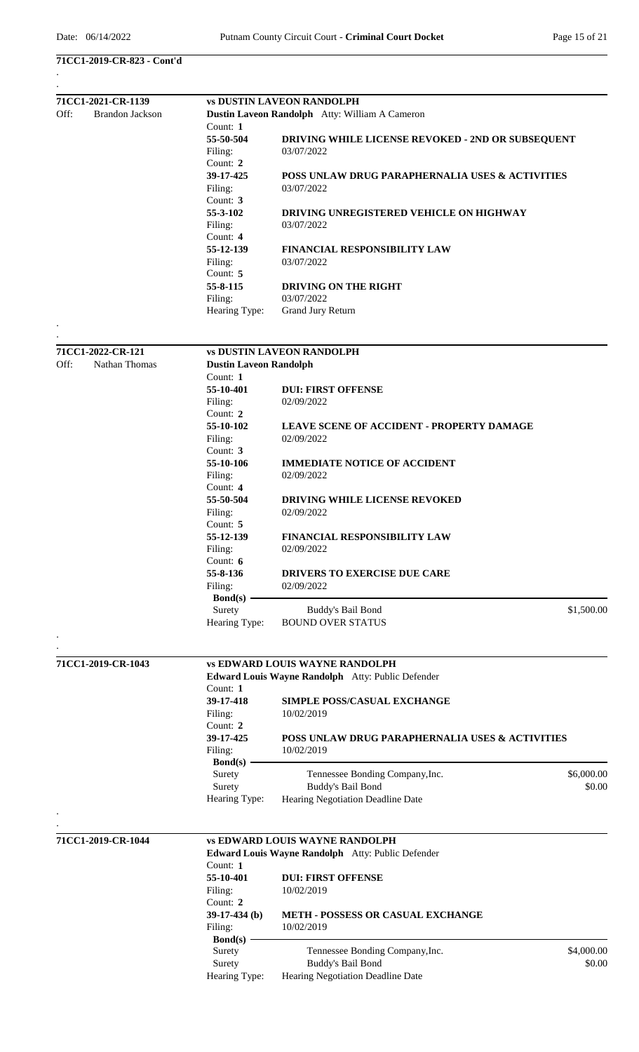**71CC1-2019-CR-823 - Cont'd**

---

**71CC1-2021-CR-1139** — **vs DUSTIN LAVEON RANDOLPH**

Off: Brandon Jackson

**Dustin Laveon Randolph** Atty: William A Cameron

| Count | Statute | Charge | Filing |
|---|---|---|---|
| **1** | **55-50-504** | **DRIVING WHILE LICENSE REVOKED - 2ND OR SUBSEQUENT** | 03/07/2022 |
| **2** | **39-17-425** | **POSS UNLAW DRUG PARAPHERNALIA USES & ACTIVITIES** | 03/07/2022 |
| **3** | **55-3-102** | **DRIVING UNREGISTERED VEHICLE ON HIGHWAY** | 03/07/2022 |
| **4** | **55-12-139** | **FINANCIAL RESPONSIBILITY LAW** | 03/07/2022 |
| **5** | **55-8-115** | **DRIVING ON THE RIGHT** | 03/07/2022 |

Hearing Type: Grand Jury Return

---

**71CC1-2022-CR-121** — **vs DUSTIN LAVEON RANDOLPH**

Off: Nathan Thomas

**Dustin Laveon Randolph**

| Count | Statute | Charge | Filing |
|---|---|---|---|
| **1** | **55-10-401** | **DUI: FIRST OFFENSE** | 02/09/2022 |
| **2** | **55-10-102** | **LEAVE SCENE OF ACCIDENT - PROPERTY DAMAGE** | 02/09/2022 |
| **3** | **55-10-106** | **IMMEDIATE NOTICE OF ACCIDENT** | 02/09/2022 |
| **4** | **55-50-504** | **DRIVING WHILE LICENSE REVOKED** | 02/09/2022 |
| **5** | **55-12-139** | **FINANCIAL RESPONSIBILITY LAW** | 02/09/2022 |
| **6** | **55-8-136** | **DRIVERS TO EXERCISE DUE CARE** | 02/09/2022 |

**Bond(s)**

| Type | Bondsman | Amount |
|---|---|---|
| Surety | Buddy's Bail Bond | $1,500.00 |

Hearing Type: BOUND OVER STATUS

---

**71CC1-2019-CR-1043** — **vs EDWARD LOUIS WAYNE RANDOLPH**

**Edward Louis Wayne Randolph** Atty: Public Defender

| Count | Statute | Charge | Filing |
|---|---|---|---|
| **1** | **39-17-418** | **SIMPLE POSS/CASUAL EXCHANGE** | 10/02/2019 |
| **2** | **39-17-425** | **POSS UNLAW DRUG PARAPHERNALIA USES & ACTIVITIES** | 10/02/2019 |

**Bond(s)**

| Type | Bondsman | Amount |
|---|---|---|
| Surety | Tennessee Bonding Company,Inc. | $6,000.00 |
| Surety | Buddy's Bail Bond | $0.00 |

Hearing Type: Hearing Negotiation Deadline Date

---

**71CC1-2019-CR-1044** — **vs EDWARD LOUIS WAYNE RANDOLPH**

**Edward Louis Wayne Randolph** Atty: Public Defender

| Count | Statute | Charge | Filing |
|---|---|---|---|
| **1** | **55-10-401** | **DUI: FIRST OFFENSE** | 10/02/2019 |
| **2** | **39-17-434 (b)** | **METH - POSSESS OR CASUAL EXCHANGE** | 10/02/2019 |

**Bond(s)**

| Type | Bondsman | Amount |
|---|---|---|
| Surety | Tennessee Bonding Company,Inc. | $4,000.00 |
| Surety | Buddy's Bail Bond | $0.00 |

Hearing Type: Hearing Negotiation Deadline Date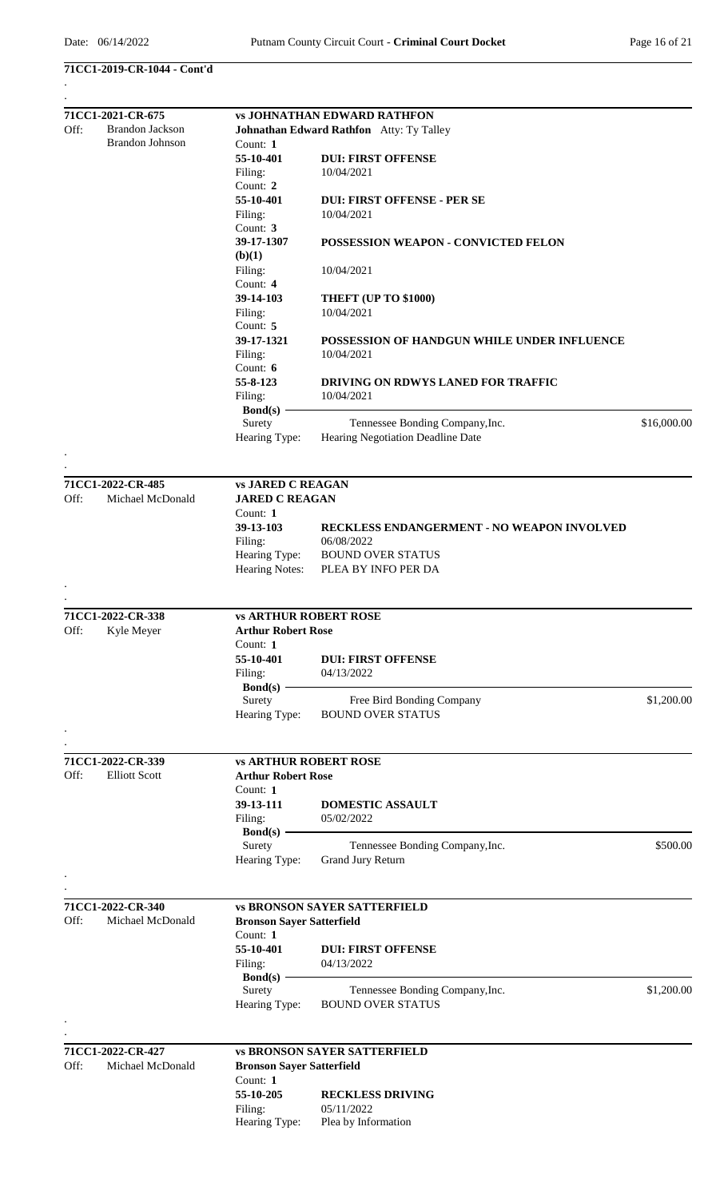**71CC1-2019-CR-1044 - Cont'd**

---

**71CC1-2021-CR-675** — **vs JOHNATHAN EDWARD RATHFON**

Off: Brandon Jackson, Brandon Johnson

**Johnathan Edward Rathfon** Atty: Ty Talley

| Count | Statute | Charge | Filing |
|---|---|---|---|
| 1 | **55-10-401** | **DUI: FIRST OFFENSE** | 10/04/2021 |
| 2 | **55-10-401** | **DUI: FIRST OFFENSE - PER SE** | 10/04/2021 |
| 3 | **39-17-1307 (b)(1)** | **POSSESSION WEAPON - CONVICTED FELON** | 10/04/2021 |
| 4 | **39-14-103** | **THEFT (UP TO $1000)** | 10/04/2021 |
| 5 | **39-17-1321** | **POSSESSION OF HANDGUN WHILE UNDER INFLUENCE** | 10/04/2021 |
| 6 | **55-8-123** | **DRIVING ON RDWYS LANED FOR TRAFFIC** | 10/04/2021 |

**Bond(s)**

Surety — Tennessee Bonding Company,Inc. — $16,000.00

Hearing Type: Hearing Negotiation Deadline Date

---

**71CC1-2022-CR-485** — **vs JARED C REAGAN**

Off: Michael McDonald

**JARED C REAGAN**

Count: **1**

**39-13-103** — **RECKLESS ENDANGERMENT - NO WEAPON INVOLVED**

Filing: 06/08/2022

Hearing Type: BOUND OVER STATUS

Hearing Notes: PLEA BY INFO PER DA

---

**71CC1-2022-CR-338** — **vs ARTHUR ROBERT ROSE**

Off: Kyle Meyer

**Arthur Robert Rose**

Count: **1**

**55-10-401** — **DUI: FIRST OFFENSE**

Filing: 04/13/2022

**Bond(s)**

Surety — Free Bird Bonding Company — $1,200.00

Hearing Type: BOUND OVER STATUS

---

**71CC1-2022-CR-339** — **vs ARTHUR ROBERT ROSE**

Off: Elliott Scott

**Arthur Robert Rose**

Count: **1**

**39-13-111** — **DOMESTIC ASSAULT**

Filing: 05/02/2022

**Bond(s)**

Surety — Tennessee Bonding Company,Inc. — $500.00

Hearing Type: Grand Jury Return

---

**71CC1-2022-CR-340** — **vs BRONSON SAYER SATTERFIELD**

Off: Michael McDonald

**Bronson Sayer Satterfield**

Count: **1**

**55-10-401** — **DUI: FIRST OFFENSE**

Filing: 04/13/2022

**Bond(s)**

Surety — Tennessee Bonding Company,Inc. — $1,200.00

Hearing Type: BOUND OVER STATUS

---

**71CC1-2022-CR-427** — **vs BRONSON SAYER SATTERFIELD**

Off: Michael McDonald

**Bronson Sayer Satterfield**

Count: **1**

**55-10-205** — **RECKLESS DRIVING**

Filing: 05/11/2022

Hearing Type: Plea by Information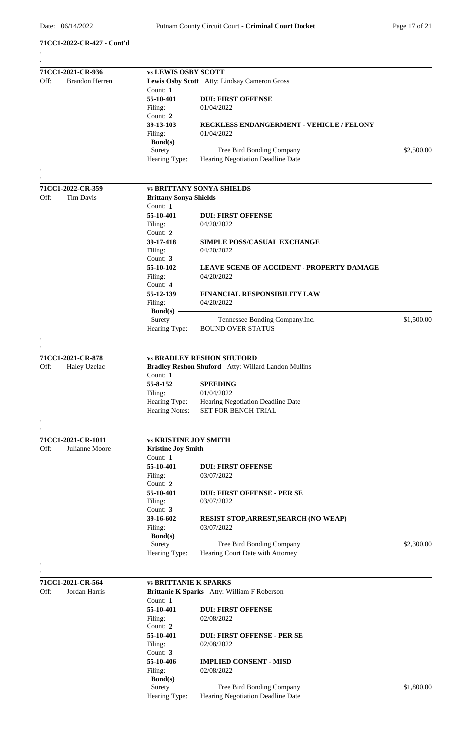**71CC1-2022-CR-427 - Cont'd**

.

.

---

**71CC1-2021-CR-936** — **vs LEWIS OSBY SCOTT**

Off: Brandon Herren

**Lewis Osby Scott** Atty: Lindsay Cameron Gross

Count: **1**
**55-10-401** **DUI: FIRST OFFENSE**
Filing: 01/04/2022

Count: **2**
**39-13-103** **RECKLESS ENDANGERMENT - VEHICLE / FELONY**
Filing: 01/04/2022

**Bond(s)**
Surety — Free Bird Bonding Company — $2,500.00

Hearing Type: Hearing Negotiation Deadline Date

.

.

---

**71CC1-2022-CR-359** — **vs BRITTANY SONYA SHIELDS**

Off: Tim Davis

**Brittany Sonya Shields**

Count: **1**
**55-10-401** **DUI: FIRST OFFENSE**
Filing: 04/20/2022

Count: **2**
**39-17-418** **SIMPLE POSS/CASUAL EXCHANGE**
Filing: 04/20/2022

Count: **3**
**55-10-102** **LEAVE SCENE OF ACCIDENT - PROPERTY DAMAGE**
Filing: 04/20/2022

Count: **4**
**55-12-139** **FINANCIAL RESPONSIBILITY LAW**
Filing: 04/20/2022

**Bond(s)**
Surety — Tennessee Bonding Company,Inc. — $1,500.00

Hearing Type: BOUND OVER STATUS

.

.

---

**71CC1-2021-CR-878** — **vs BRADLEY RESHON SHUFORD**

Off: Haley Uzelac

**Bradley Reshon Shuford** Atty: Willard Landon Mullins

Count: **1**
**55-8-152** **SPEEDING**
Filing: 01/04/2022

Hearing Type: Hearing Negotiation Deadline Date
Hearing Notes: SET FOR BENCH TRIAL

.

.

---

**71CC1-2021-CR-1011** — **vs KRISTINE JOY SMITH**

Off: Julianne Moore

**Kristine Joy Smith**

Count: **1**
**55-10-401** **DUI: FIRST OFFENSE**
Filing: 03/07/2022

Count: **2**
**55-10-401** **DUI: FIRST OFFENSE - PER SE**
Filing: 03/07/2022

Count: **3**
**39-16-602** **RESIST STOP,ARREST,SEARCH (NO WEAP)**
Filing: 03/07/2022

**Bond(s)**
Surety — Free Bird Bonding Company — $2,300.00

Hearing Type: Hearing Court Date with Attorney

.

.

---

**71CC1-2021-CR-564** — **vs BRITTANIE K SPARKS**

Off: Jordan Harris

**Brittanie K Sparks** Atty: William F Roberson

Count: **1**
**55-10-401** **DUI: FIRST OFFENSE**
Filing: 02/08/2022

Count: **2**
**55-10-401** **DUI: FIRST OFFENSE - PER SE**
Filing: 02/08/2022

Count: **3**
**55-10-406** **IMPLIED CONSENT - MISD**
Filing: 02/08/2022

**Bond(s)**
Surety — Free Bird Bonding Company — $1,800.00

Hearing Type: Hearing Negotiation Deadline Date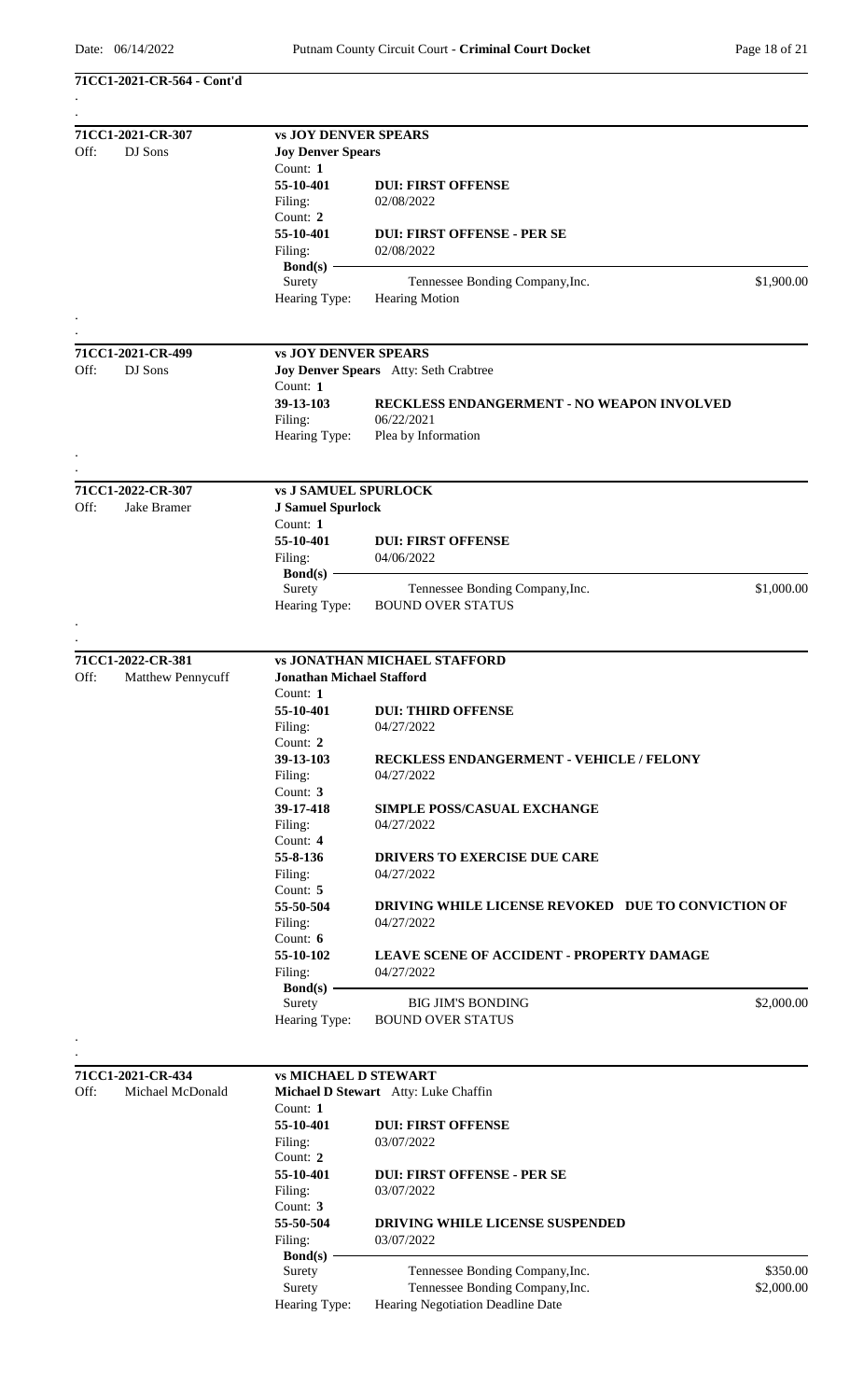**71CC1-2021-CR-564 - Cont'd**

---

**71CC1-2021-CR-307** — **vs JOY DENVER SPEARS**

Off: DJ Sons

**Joy Denver Spears**

Count: **1**
**55-10-401** — **DUI: FIRST OFFENSE**
Filing: 02/08/2022

Count: **2**
**55-10-401** — **DUI: FIRST OFFENSE - PER SE**
Filing: 02/08/2022

**Bond(s)**

| | | |
|---|---|---|
| Surety | Tennessee Bonding Company,Inc. | $1,900.00 |

Hearing Type: Hearing Motion

---

**71CC1-2021-CR-499** — **vs JOY DENVER SPEARS**

Off: DJ Sons

**Joy Denver Spears** Atty: Seth Crabtree

Count: **1**
**39-13-103** — **RECKLESS ENDANGERMENT - NO WEAPON INVOLVED**
Filing: 06/22/2021

Hearing Type: Plea by Information

---

**71CC1-2022-CR-307** — **vs J SAMUEL SPURLOCK**

Off: Jake Bramer

**J Samuel Spurlock**

Count: **1**
**55-10-401** — **DUI: FIRST OFFENSE**
Filing: 04/06/2022

**Bond(s)**

| | | |
|---|---|---|
| Surety | Tennessee Bonding Company,Inc. | $1,000.00 |

Hearing Type: BOUND OVER STATUS

---

**71CC1-2022-CR-381** — **vs JONATHAN MICHAEL STAFFORD**

Off: Matthew Pennycuff

**Jonathan Michael Stafford**

Count: **1**
**55-10-401** — **DUI: THIRD OFFENSE**
Filing: 04/27/2022

Count: **2**
**39-13-103** — **RECKLESS ENDANGERMENT - VEHICLE / FELONY**
Filing: 04/27/2022

Count: **3**
**39-17-418** — **SIMPLE POSS/CASUAL EXCHANGE**
Filing: 04/27/2022

Count: **4**
**55-8-136** — **DRIVERS TO EXERCISE DUE CARE**
Filing: 04/27/2022

Count: **5**
**55-50-504** — **DRIVING WHILE LICENSE REVOKED DUE TO CONVICTION OF**
Filing: 04/27/2022

Count: **6**
**55-10-102** — **LEAVE SCENE OF ACCIDENT - PROPERTY DAMAGE**
Filing: 04/27/2022

**Bond(s)**

| | | |
|---|---|---|
| Surety | BIG JIM'S BONDING | $2,000.00 |

Hearing Type: BOUND OVER STATUS

---

**71CC1-2021-CR-434** — **vs MICHAEL D STEWART**

Off: Michael McDonald

**Michael D Stewart** Atty: Luke Chaffin

Count: **1**
**55-10-401** — **DUI: FIRST OFFENSE**
Filing: 03/07/2022

Count: **2**
**55-10-401** — **DUI: FIRST OFFENSE - PER SE**
Filing: 03/07/2022

Count: **3**
**55-50-504** — **DRIVING WHILE LICENSE SUSPENDED**
Filing: 03/07/2022

**Bond(s)**

| | | |
|---|---|---|
| Surety | Tennessee Bonding Company,Inc. | $350.00 |
| Surety | Tennessee Bonding Company,Inc. | $2,000.00 |

Hearing Type: Hearing Negotiation Deadline Date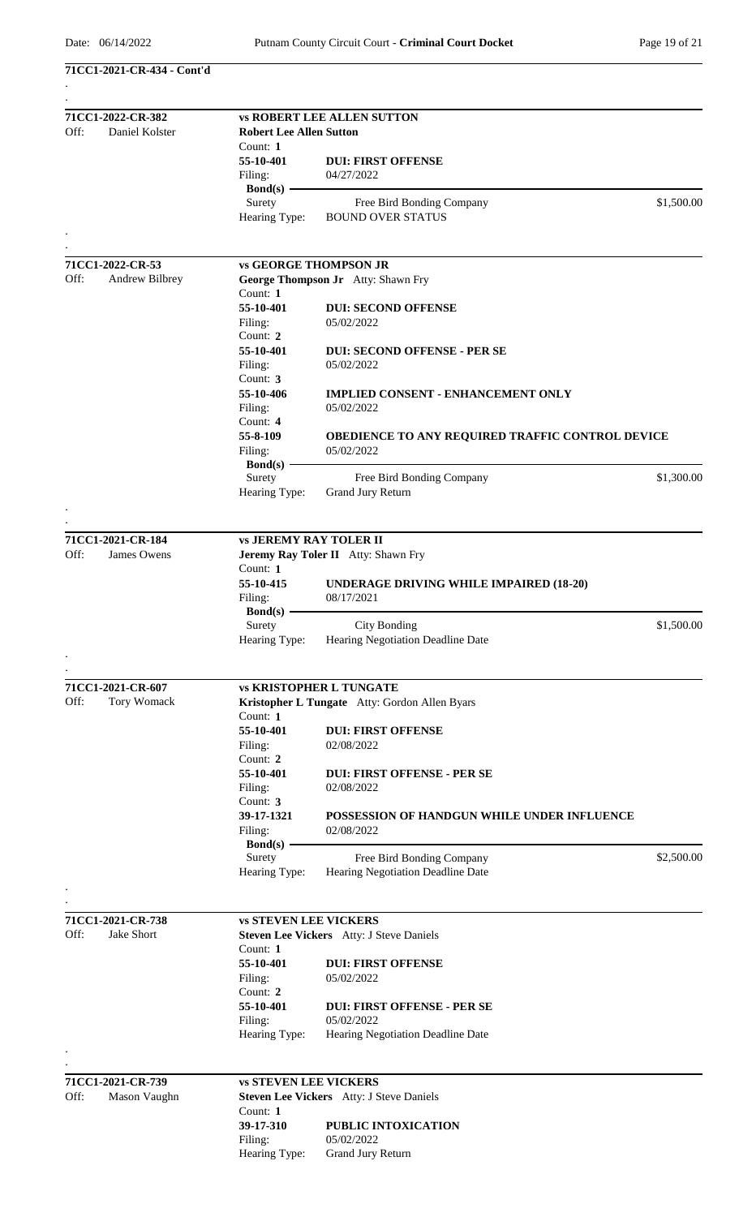**71CC1-2021-CR-434 - Cont'd**

---

**71CC1-2022-CR-382** — **vs ROBERT LEE ALLEN SUTTON**

Off: Daniel Kolster

**Robert Lee Allen Sutton**

Count: **1**
**55-10-401** — **DUI: FIRST OFFENSE**
Filing: 04/27/2022

**Bond(s)**

| Surety | Free Bird Bonding Company | $1,500.00 |
|---|---|---|

Hearing Type: BOUND OVER STATUS

---

**71CC1-2022-CR-53** — **vs GEORGE THOMPSON JR**

Off: Andrew Bilbrey

**George Thompson Jr** Atty: Shawn Fry

Count: **1**
**55-10-401** — **DUI: SECOND OFFENSE**
Filing: 05/02/2022

Count: **2**
**55-10-401** — **DUI: SECOND OFFENSE - PER SE**
Filing: 05/02/2022

Count: **3**
**55-10-406** — **IMPLIED CONSENT - ENHANCEMENT ONLY**
Filing: 05/02/2022

Count: **4**
**55-8-109** — **OBEDIENCE TO ANY REQUIRED TRAFFIC CONTROL DEVICE**
Filing: 05/02/2022

**Bond(s)**

| Surety | Free Bird Bonding Company | $1,300.00 |
|---|---|---|

Hearing Type: Grand Jury Return

---

**71CC1-2021-CR-184** — **vs JEREMY RAY TOLER II**

Off: James Owens

**Jeremy Ray Toler II** Atty: Shawn Fry

Count: **1**
**55-10-415** — **UNDERAGE DRIVING WHILE IMPAIRED (18-20)**
Filing: 08/17/2021

**Bond(s)**

| Surety | City Bonding | $1,500.00 |
|---|---|---|

Hearing Type: Hearing Negotiation Deadline Date

---

**71CC1-2021-CR-607** — **vs KRISTOPHER L TUNGATE**

Off: Tory Womack

**Kristopher L Tungate** Atty: Gordon Allen Byars

Count: **1**
**55-10-401** — **DUI: FIRST OFFENSE**
Filing: 02/08/2022

Count: **2**
**55-10-401** — **DUI: FIRST OFFENSE - PER SE**
Filing: 02/08/2022

Count: **3**
**39-17-1321** — **POSSESSION OF HANDGUN WHILE UNDER INFLUENCE**
Filing: 02/08/2022

**Bond(s)**

| Surety | Free Bird Bonding Company | $2,500.00 |
|---|---|---|

Hearing Type: Hearing Negotiation Deadline Date

---

**71CC1-2021-CR-738** — **vs STEVEN LEE VICKERS**

Off: Jake Short

**Steven Lee Vickers** Atty: J Steve Daniels

Count: **1**
**55-10-401** — **DUI: FIRST OFFENSE**
Filing: 05/02/2022

Count: **2**
**55-10-401** — **DUI: FIRST OFFENSE - PER SE**
Filing: 05/02/2022

Hearing Type: Hearing Negotiation Deadline Date

---

**71CC1-2021-CR-739** — **vs STEVEN LEE VICKERS**

Off: Mason Vaughn

**Steven Lee Vickers** Atty: J Steve Daniels

Count: **1**
**39-17-310** — **PUBLIC INTOXICATION**
Filing: 05/02/2022

Hearing Type: Grand Jury Return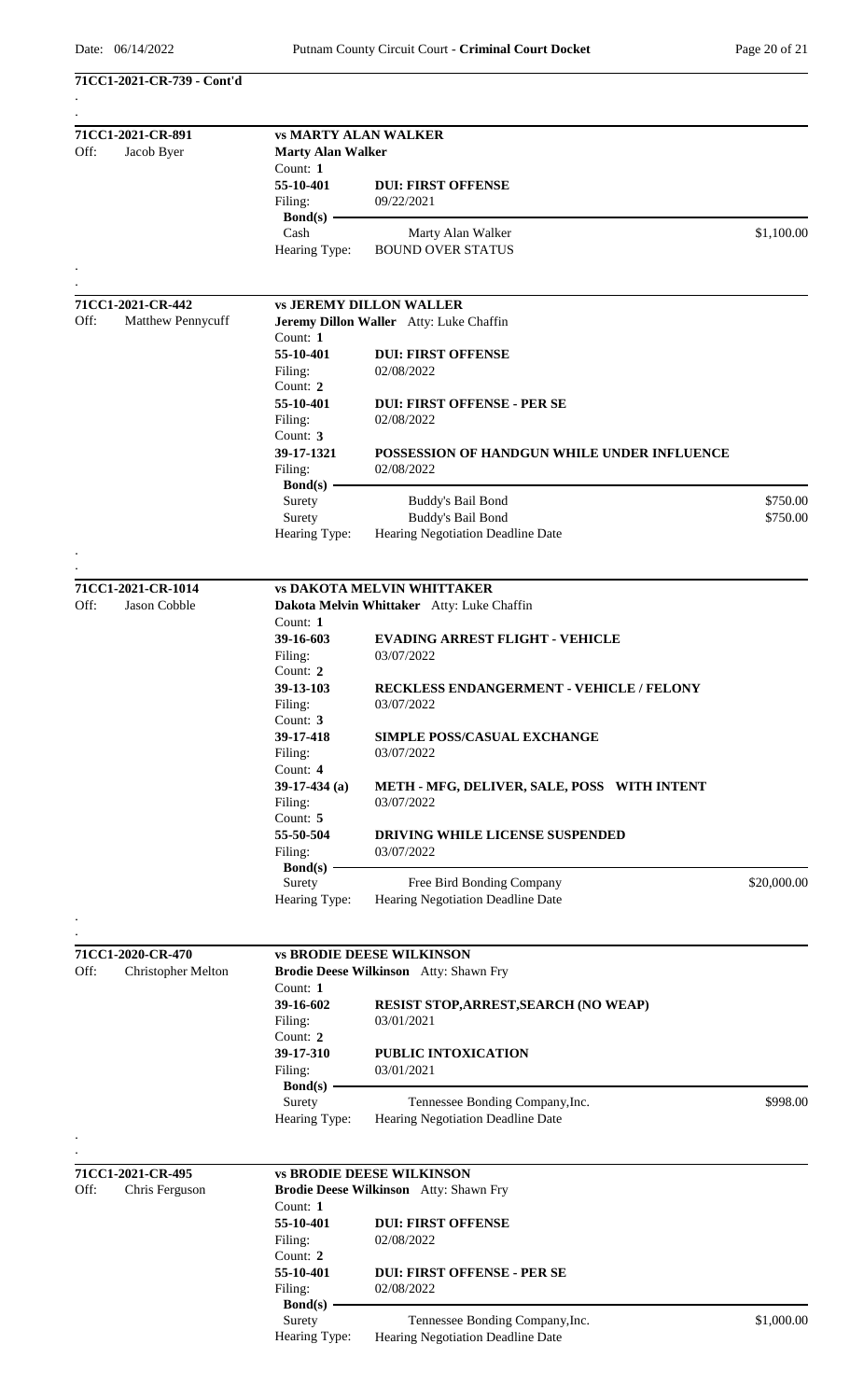**71CC1-2021-CR-739 - Cont'd**

---

**71CC1-2021-CR-891** — **vs MARTY ALAN WALKER**

Off: Jacob Byer

**Marty Alan Walker**

Count: **1**
**55-10-401** — **DUI: FIRST OFFENSE**
Filing: 09/22/2021

**Bond(s)**

| Type | Bondsman | Amount |
|---|---|---|
| Cash | Marty Alan Walker | $1,100.00 |

Hearing Type: BOUND OVER STATUS

---

**71CC1-2021-CR-442** — **vs JEREMY DILLON WALLER**

Off: Matthew Pennycuff

**Jeremy Dillon Waller** Atty: Luke Chaffin

Count: **1**
**55-10-401** — **DUI: FIRST OFFENSE**
Filing: 02/08/2022

Count: **2**
**55-10-401** — **DUI: FIRST OFFENSE - PER SE**
Filing: 02/08/2022

Count: **3**
**39-17-1321** — **POSSESSION OF HANDGUN WHILE UNDER INFLUENCE**
Filing: 02/08/2022

**Bond(s)**

| Type | Bondsman | Amount |
|---|---|---|
| Surety | Buddy's Bail Bond | $750.00 |
| Surety | Buddy's Bail Bond | $750.00 |

Hearing Type: Hearing Negotiation Deadline Date

---

**71CC1-2021-CR-1014** — **vs DAKOTA MELVIN WHITTAKER**

Off: Jason Cobble

**Dakota Melvin Whittaker** Atty: Luke Chaffin

Count: **1**
**39-16-603** — **EVADING ARREST FLIGHT - VEHICLE**
Filing: 03/07/2022

Count: **2**
**39-13-103** — **RECKLESS ENDANGERMENT - VEHICLE / FELONY**
Filing: 03/07/2022

Count: **3**
**39-17-418** — **SIMPLE POSS/CASUAL EXCHANGE**
Filing: 03/07/2022

Count: **4**
**39-17-434 (a)** — **METH - MFG, DELIVER, SALE, POSS WITH INTENT**
Filing: 03/07/2022

Count: **5**
**55-50-504** — **DRIVING WHILE LICENSE SUSPENDED**
Filing: 03/07/2022

**Bond(s)**

| Type | Bondsman | Amount |
|---|---|---|
| Surety | Free Bird Bonding Company | $20,000.00 |

Hearing Type: Hearing Negotiation Deadline Date

---

**71CC1-2020-CR-470** — **vs BRODIE DEESE WILKINSON**

Off: Christopher Melton

**Brodie Deese Wilkinson** Atty: Shawn Fry

Count: **1**
**39-16-602** — **RESIST STOP,ARREST,SEARCH (NO WEAP)**
Filing: 03/01/2021

Count: **2**
**39-17-310** — **PUBLIC INTOXICATION**
Filing: 03/01/2021

**Bond(s)**

| Type | Bondsman | Amount |
|---|---|---|
| Surety | Tennessee Bonding Company,Inc. | $998.00 |

Hearing Type: Hearing Negotiation Deadline Date

---

**71CC1-2021-CR-495** — **vs BRODIE DEESE WILKINSON**

Off: Chris Ferguson

**Brodie Deese Wilkinson** Atty: Shawn Fry

Count: **1**
**55-10-401** — **DUI: FIRST OFFENSE**
Filing: 02/08/2022

Count: **2**
**55-10-401** — **DUI: FIRST OFFENSE - PER SE**
Filing: 02/08/2022

**Bond(s)**

| Type | Bondsman | Amount |
|---|---|---|
| Surety | Tennessee Bonding Company,Inc. | $1,000.00 |

Hearing Type: Hearing Negotiation Deadline Date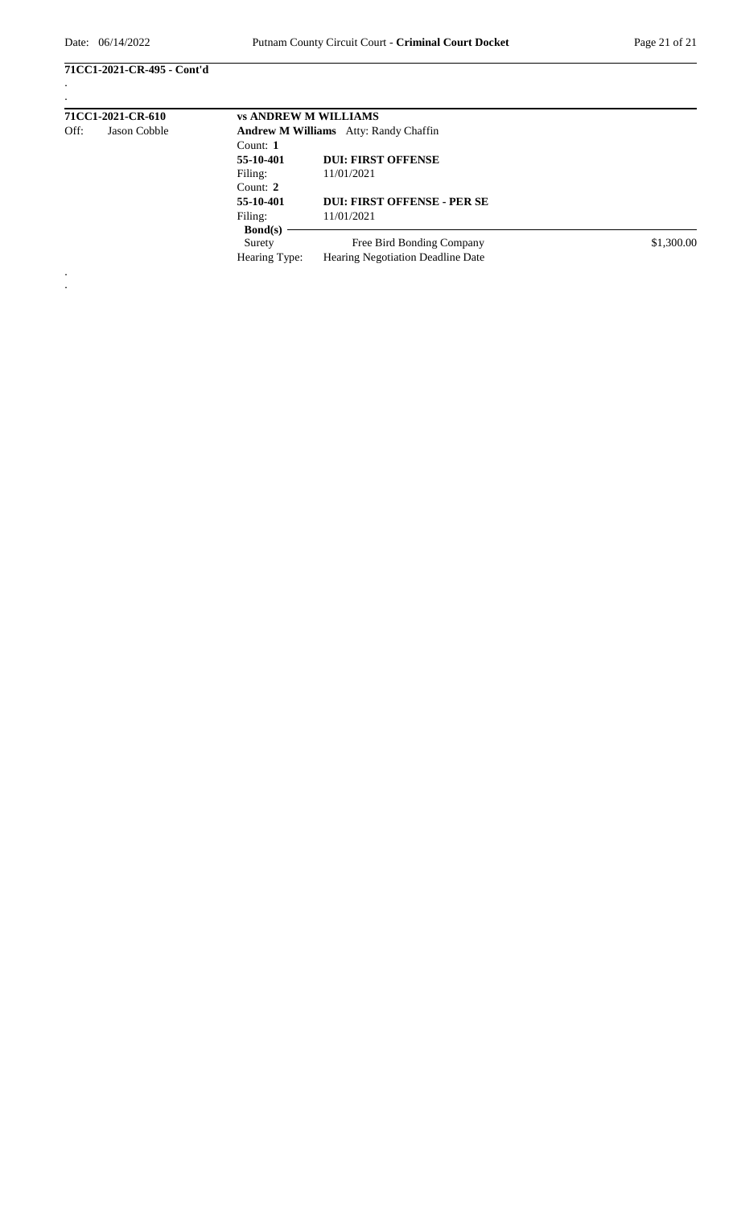**71CC1-2021-CR-495 - Cont'd**

.
.

| | | | |
|---|---|---|---|
| **71CC1-2021-CR-610** | **vs ANDREW M WILLIAMS** | | |
| Off: Jason Cobble | **Andrew M Williams** Atty: Randy Chaffin | | |
| | Count: **1** | | |
| | **55-10-401** | **DUI: FIRST OFFENSE** | |
| | Filing: | 11/01/2021 | |
| | Count: **2** | | |
| | **55-10-401** | **DUI: FIRST OFFENSE - PER SE** | |
| | Filing: | 11/01/2021 | |
| | **Bond(s)** | | |
| | Surety | Free Bird Bonding Company | $1,300.00 |
| | Hearing Type: | Hearing Negotiation Deadline Date | |

.
.